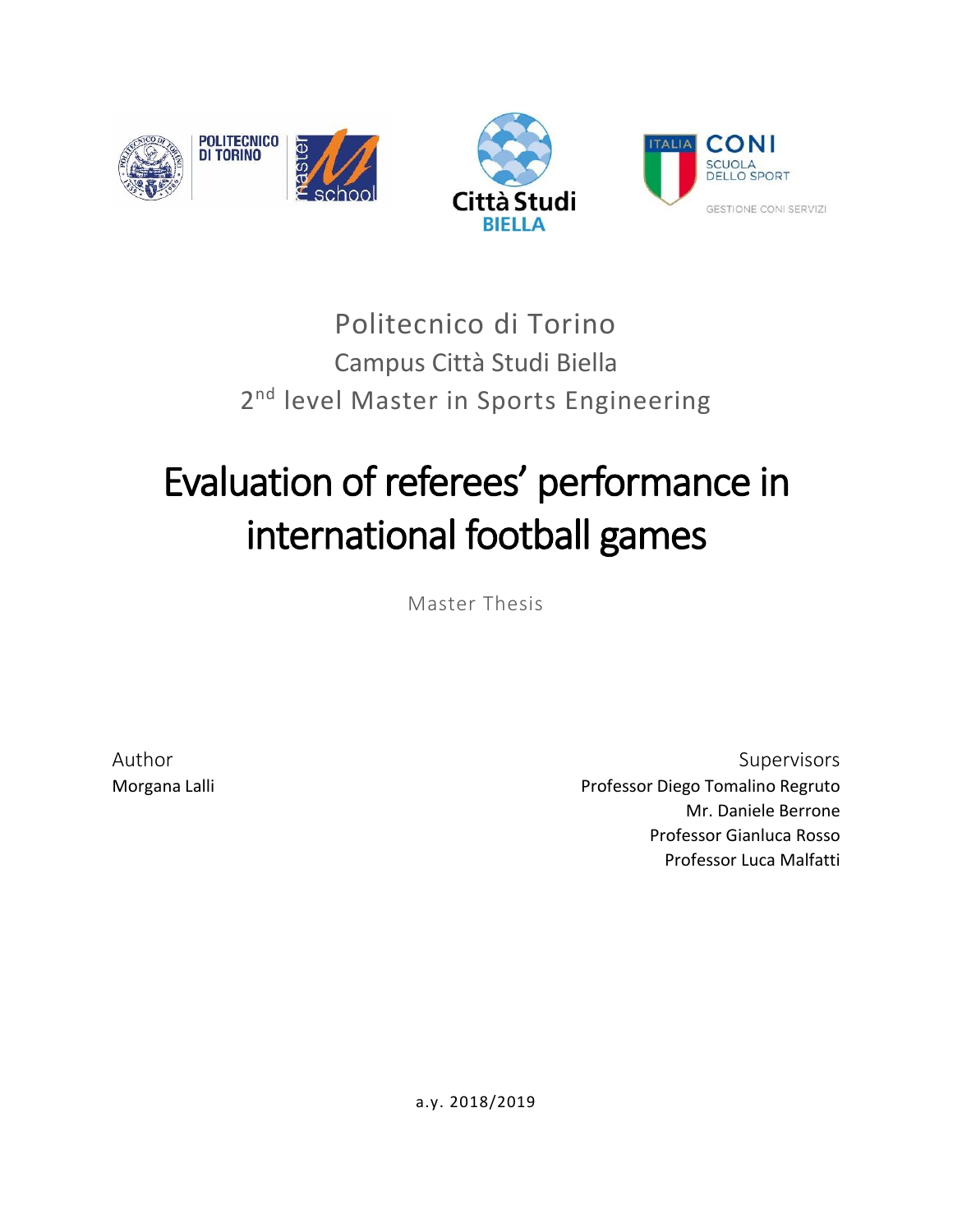Politecnico di Torino

Campus Città Studi Biella

2nd level Master in Sports Engineering

# Evaluation of referees' performance in international football games

Master Thesis

Author

Morgana Lalli

Supervisors

Professor Diego Tomalino Regruto

Mr. Daniele Berrone

Professor Gianluca Rosso

Professor Luca Malfatti

a.y. 2018/2019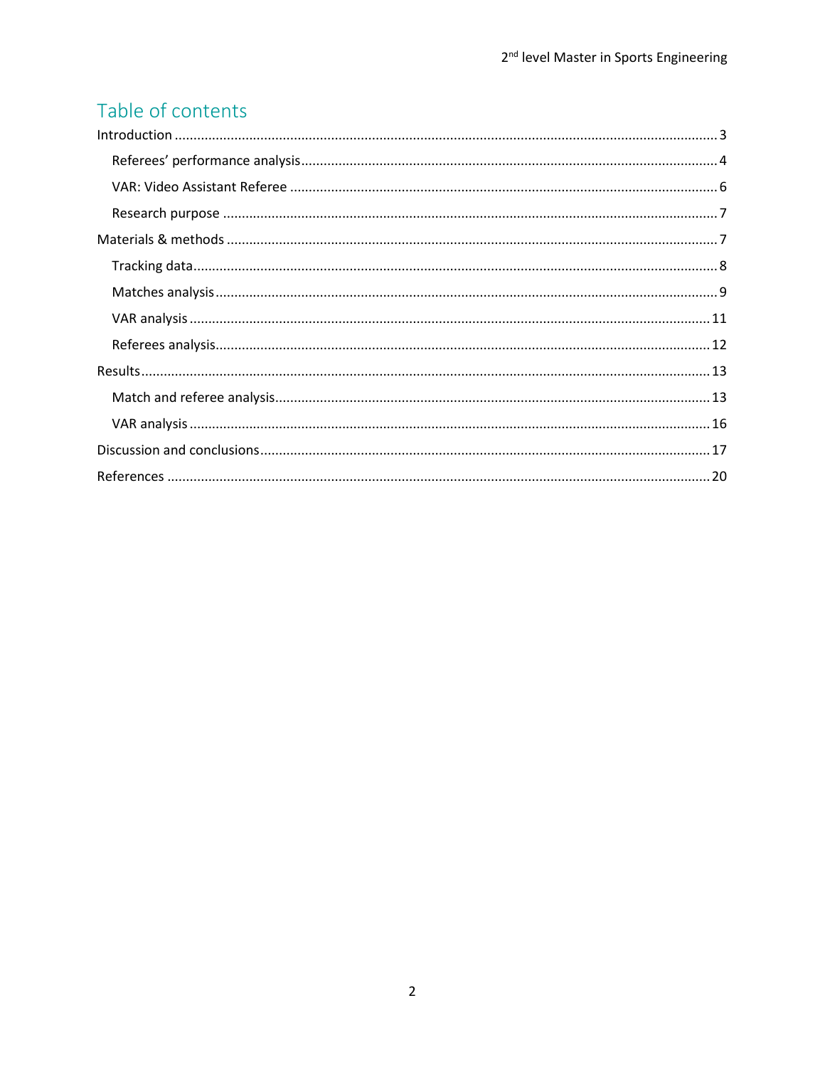# Table of contents

Introduction ............................................................................................................................................ 3

- Referees' performance analysis .......................................................................................................... 4
- VAR: Video Assistant Referee ............................................................................................................. 6
- Research purpose ............................................................................................................................... 7

Materials & methods ............................................................................................................................. 7

- Tracking data ...................................................................................................................................... 8
- Matches analysis ................................................................................................................................. 9
- VAR analysis ..................................................................................................................................... 11
- Referees analysis .............................................................................................................................. 12

Results .................................................................................................................................................. 13

- Match and referee analysis ............................................................................................................... 13
- VAR analysis ..................................................................................................................................... 16

Discussion and conclusions .................................................................................................................. 17

References ........................................................................................................................................... 20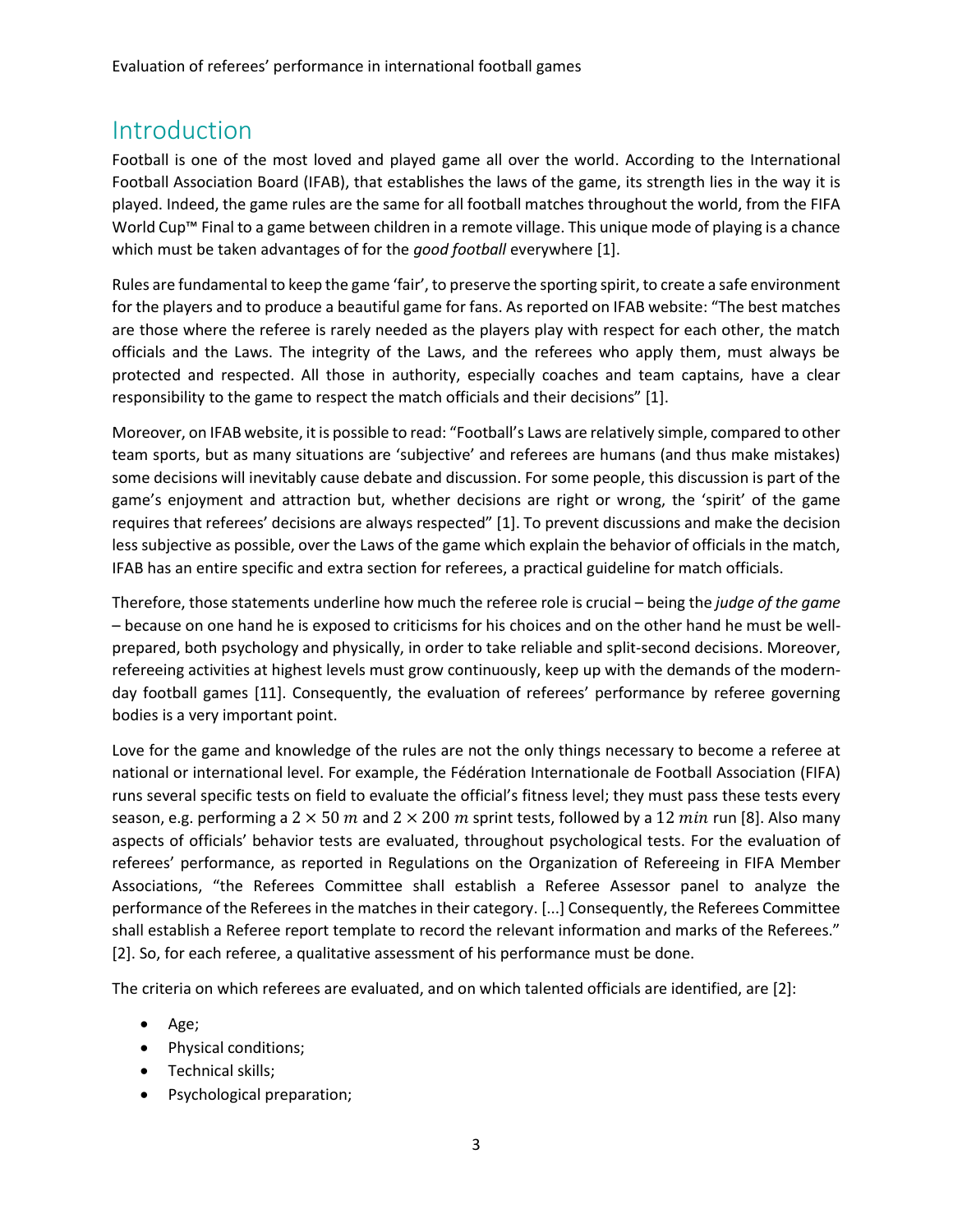## Introduction

Football is one of the most loved and played game all over the world. According to the International Football Association Board (IFAB), that establishes the laws of the game, its strength lies in the way it is played. Indeed, the game rules are the same for all football matches throughout the world, from the FIFA World Cup™ Final to a game between children in a remote village. This unique mode of playing is a chance which must be taken advantages of for the *good football* everywhere [1].

Rules are fundamental to keep the game 'fair', to preserve the sporting spirit, to create a safe environment for the players and to produce a beautiful game for fans. As reported on IFAB website: "The best matches are those where the referee is rarely needed as the players play with respect for each other, the match officials and the Laws. The integrity of the Laws, and the referees who apply them, must always be protected and respected. All those in authority, especially coaches and team captains, have a clear responsibility to the game to respect the match officials and their decisions" [1].

Moreover, on IFAB website, it is possible to read: "Football's Laws are relatively simple, compared to other team sports, but as many situations are 'subjective' and referees are humans (and thus make mistakes) some decisions will inevitably cause debate and discussion. For some people, this discussion is part of the game's enjoyment and attraction but, whether decisions are right or wrong, the 'spirit' of the game requires that referees' decisions are always respected" [1]. To prevent discussions and make the decision less subjective as possible, over the Laws of the game which explain the behavior of officials in the match, IFAB has an entire specific and extra section for referees, a practical guideline for match officials.

Therefore, those statements underline how much the referee role is crucial – being the *judge of the game* – because on one hand he is exposed to criticisms for his choices and on the other hand he must be well-prepared, both psychology and physically, in order to take reliable and split-second decisions. Moreover, refereeing activities at highest levels must grow continuously, keep up with the demands of the modern-day football games [11]. Consequently, the evaluation of referees' performance by referee governing bodies is a very important point.

Love for the game and knowledge of the rules are not the only things necessary to become a referee at national or international level. For example, the Fédération Internationale de Football Association (FIFA) runs several specific tests on field to evaluate the official's fitness level; they must pass these tests every season, e.g. performing a $2 \times 50\ m$ and $2 \times 200\ m$ sprint tests, followed by a $12\ min$ run [8]. Also many aspects of officials' behavior tests are evaluated, throughout psychological tests. For the evaluation of referees' performance, as reported in Regulations on the Organization of Refereeing in FIFA Member Associations, "the Referees Committee shall establish a Referee Assessor panel to analyze the performance of the Referees in the matches in their category. [...] Consequently, the Referees Committee shall establish a Referee report template to record the relevant information and marks of the Referees." [2]. So, for each referee, a qualitative assessment of his performance must be done.

The criteria on which referees are evaluated, and on which talented officials are identified, are [2]:

- Age;
- Physical conditions;
- Technical skills;
- Psychological preparation;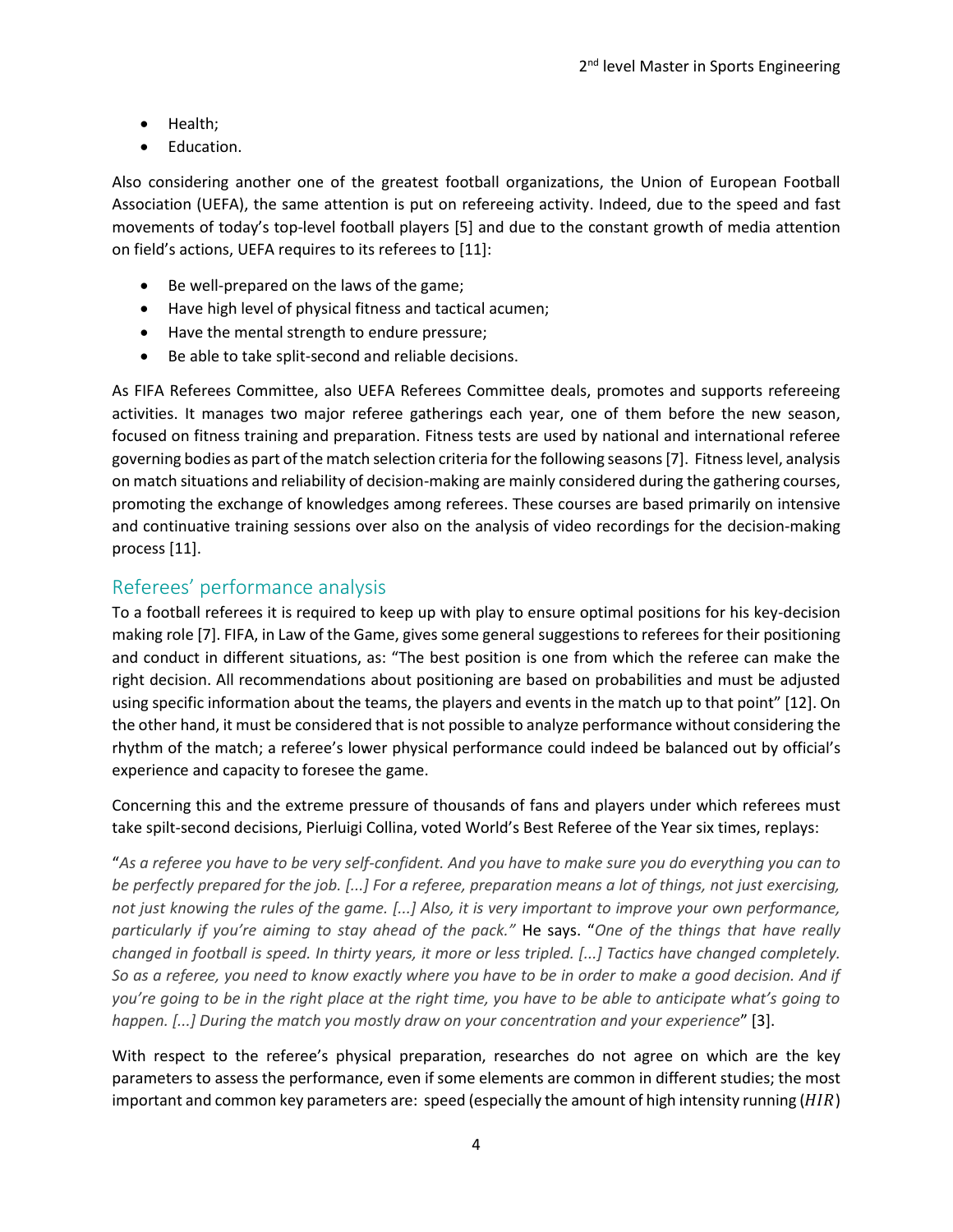- Health;
- Education.

Also considering another one of the greatest football organizations, the Union of European Football Association (UEFA), the same attention is put on refereeing activity. Indeed, due to the speed and fast movements of today's top-level football players [5] and due to the constant growth of media attention on field's actions, UEFA requires to its referees to [11]:

- Be well-prepared on the laws of the game;
- Have high level of physical fitness and tactical acumen;
- Have the mental strength to endure pressure;
- Be able to take split-second and reliable decisions.

As FIFA Referees Committee, also UEFA Referees Committee deals, promotes and supports refereeing activities. It manages two major referee gatherings each year, one of them before the new season, focused on fitness training and preparation. Fitness tests are used by national and international referee governing bodies as part of the match selection criteria for the following seasons [7]. Fitness level, analysis on match situations and reliability of decision-making are mainly considered during the gathering courses, promoting the exchange of knowledges among referees. These courses are based primarily on intensive and continuative training sessions over also on the analysis of video recordings for the decision-making process [11].

## Referees' performance analysis

To a football referees it is required to keep up with play to ensure optimal positions for his key-decision making role [7]. FIFA, in Law of the Game, gives some general suggestions to referees for their positioning and conduct in different situations, as: "The best position is one from which the referee can make the right decision. All recommendations about positioning are based on probabilities and must be adjusted using specific information about the teams, the players and events in the match up to that point" [12]. On the other hand, it must be considered that is not possible to analyze performance without considering the rhythm of the match; a referee's lower physical performance could indeed be balanced out by official's experience and capacity to foresee the game.

Concerning this and the extreme pressure of thousands of fans and players under which referees must take spilt-second decisions, Pierluigi Collina, voted World's Best Referee of the Year six times, replays:

"*As a referee you have to be very self-confident. And you have to make sure you do everything you can to be perfectly prepared for the job. [...] For a referee, preparation means a lot of things, not just exercising, not just knowing the rules of the game. [...] Also, it is very important to improve your own performance, particularly if you're aiming to stay ahead of the pack."* He says. "*One of the things that have really changed in football is speed. In thirty years, it more or less tripled. [...] Tactics have changed completely. So as a referee, you need to know exactly where you have to be in order to make a good decision. And if you're going to be in the right place at the right time, you have to be able to anticipate what's going to happen. [...] During the match you mostly draw on your concentration and your experience*" [3].

With respect to the referee's physical preparation, researches do not agree on which are the key parameters to assess the performance, even if some elements are common in different studies; the most important and common key parameters are: speed (especially the amount of high intensity running ($HIR$)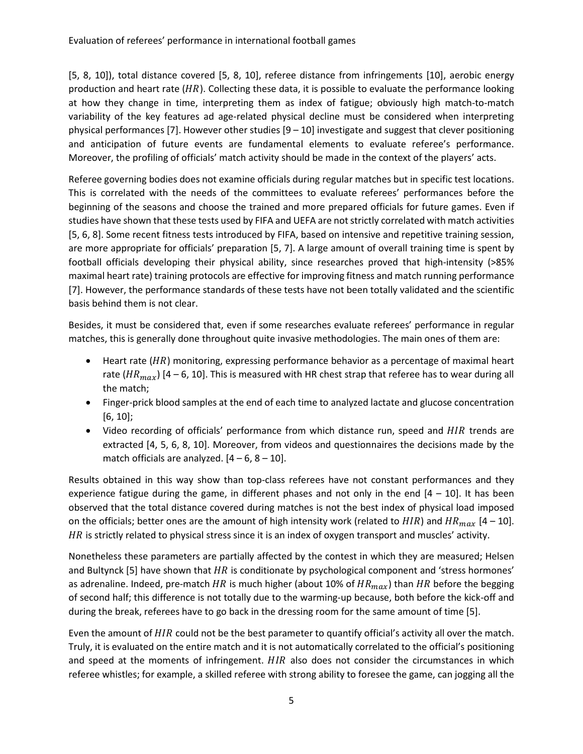[5, 8, 10]), total distance covered [5, 8, 10], referee distance from infringements [10], aerobic energy production and heart rate ($HR$). Collecting these data, it is possible to evaluate the performance looking at how they change in time, interpreting them as index of fatigue; obviously high match-to-match variability of the key features ad age-related physical decline must be considered when interpreting physical performances [7]. However other studies [9 – 10] investigate and suggest that clever positioning and anticipation of future events are fundamental elements to evaluate referee's performance. Moreover, the profiling of officials' match activity should be made in the context of the players' acts.

Referee governing bodies does not examine officials during regular matches but in specific test locations. This is correlated with the needs of the committees to evaluate referees' performances before the beginning of the seasons and choose the trained and more prepared officials for future games. Even if studies have shown that these tests used by FIFA and UEFA are not strictly correlated with match activities [5, 6, 8]. Some recent fitness tests introduced by FIFA, based on intensive and repetitive training session, are more appropriate for officials' preparation [5, 7]. A large amount of overall training time is spent by football officials developing their physical ability, since researches proved that high-intensity (>85% maximal heart rate) training protocols are effective for improving fitness and match running performance [7]. However, the performance standards of these tests have not been totally validated and the scientific basis behind them is not clear.

Besides, it must be considered that, even if some researches evaluate referees' performance in regular matches, this is generally done throughout quite invasive methodologies. The main ones of them are:

- Heart rate ($HR$) monitoring, expressing performance behavior as a percentage of maximal heart rate ($HR_{max}$) [4 – 6, 10]. This is measured with HR chest strap that referee has to wear during all the match;
- Finger-prick blood samples at the end of each time to analyzed lactate and glucose concentration [6, 10];
- Video recording of officials' performance from which distance run, speed and $HIR$ trends are extracted [4, 5, 6, 8, 10]. Moreover, from videos and questionnaires the decisions made by the match officials are analyzed. [4 – 6, 8 – 10].

Results obtained in this way show than top-class referees have not constant performances and they experience fatigue during the game, in different phases and not only in the end [4 – 10]. It has been observed that the total distance covered during matches is not the best index of physical load imposed on the officials; better ones are the amount of high intensity work (related to $HIR$) and $HR_{max}$ [4 – 10]. $HR$ is strictly related to physical stress since it is an index of oxygen transport and muscles' activity.

Nonetheless these parameters are partially affected by the contest in which they are measured; Helsen and Bultynck [5] have shown that $HR$ is conditionate by psychological component and 'stress hormones' as adrenaline. Indeed, pre-match $HR$ is much higher (about 10% of $HR_{max}$) than $HR$ before the begging of second half; this difference is not totally due to the warming-up because, both before the kick-off and during the break, referees have to go back in the dressing room for the same amount of time [5].

Even the amount of $HIR$ could not be the best parameter to quantify official's activity all over the match. Truly, it is evaluated on the entire match and it is not automatically correlated to the official's positioning and speed at the moments of infringement. $HIR$ also does not consider the circumstances in which referee whistles; for example, a skilled referee with strong ability to foresee the game, can jogging all the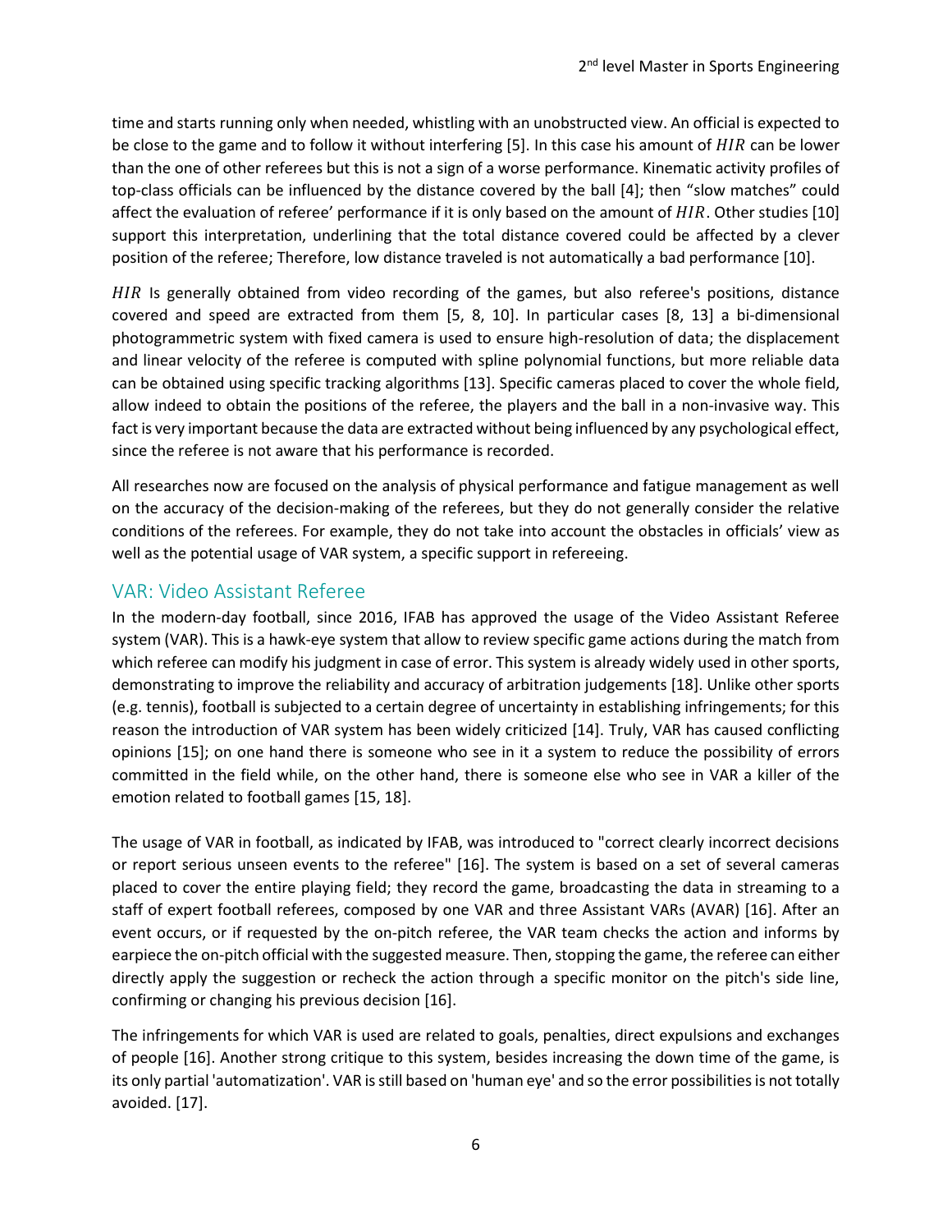time and starts running only when needed, whistling with an unobstructed view. An official is expected to be close to the game and to follow it without interfering [5]. In this case his amount of $HIR$ can be lower than the one of other referees but this is not a sign of a worse performance. Kinematic activity profiles of top-class officials can be influenced by the distance covered by the ball [4]; then "slow matches" could affect the evaluation of referee' performance if it is only based on the amount of $HIR$. Other studies [10] support this interpretation, underlining that the total distance covered could be affected by a clever position of the referee; Therefore, low distance traveled is not automatically a bad performance [10].

$HIR$ Is generally obtained from video recording of the games, but also referee's positions, distance covered and speed are extracted from them [5, 8, 10]. In particular cases [8, 13] a bi-dimensional photogrammetric system with fixed camera is used to ensure high-resolution of data; the displacement and linear velocity of the referee is computed with spline polynomial functions, but more reliable data can be obtained using specific tracking algorithms [13]. Specific cameras placed to cover the whole field, allow indeed to obtain the positions of the referee, the players and the ball in a non-invasive way. This fact is very important because the data are extracted without being influenced by any psychological effect, since the referee is not aware that his performance is recorded.

All researches now are focused on the analysis of physical performance and fatigue management as well on the accuracy of the decision-making of the referees, but they do not generally consider the relative conditions of the referees. For example, they do not take into account the obstacles in officials' view as well as the potential usage of VAR system, a specific support in refereeing.

## VAR: Video Assistant Referee

In the modern-day football, since 2016, IFAB has approved the usage of the Video Assistant Referee system (VAR). This is a hawk-eye system that allow to review specific game actions during the match from which referee can modify his judgment in case of error. This system is already widely used in other sports, demonstrating to improve the reliability and accuracy of arbitration judgements [18]. Unlike other sports (e.g. tennis), football is subjected to a certain degree of uncertainty in establishing infringements; for this reason the introduction of VAR system has been widely criticized [14]. Truly, VAR has caused conflicting opinions [15]; on one hand there is someone who see in it a system to reduce the possibility of errors committed in the field while, on the other hand, there is someone else who see in VAR a killer of the emotion related to football games [15, 18].

The usage of VAR in football, as indicated by IFAB, was introduced to "correct clearly incorrect decisions or report serious unseen events to the referee" [16]. The system is based on a set of several cameras placed to cover the entire playing field; they record the game, broadcasting the data in streaming to a staff of expert football referees, composed by one VAR and three Assistant VARs (AVAR) [16]. After an event occurs, or if requested by the on-pitch referee, the VAR team checks the action and informs by earpiece the on-pitch official with the suggested measure. Then, stopping the game, the referee can either directly apply the suggestion or recheck the action through a specific monitor on the pitch's side line, confirming or changing his previous decision [16].

The infringements for which VAR is used are related to goals, penalties, direct expulsions and exchanges of people [16]. Another strong critique to this system, besides increasing the down time of the game, is its only partial 'automatization'. VAR is still based on 'human eye' and so the error possibilities is not totally avoided. [17].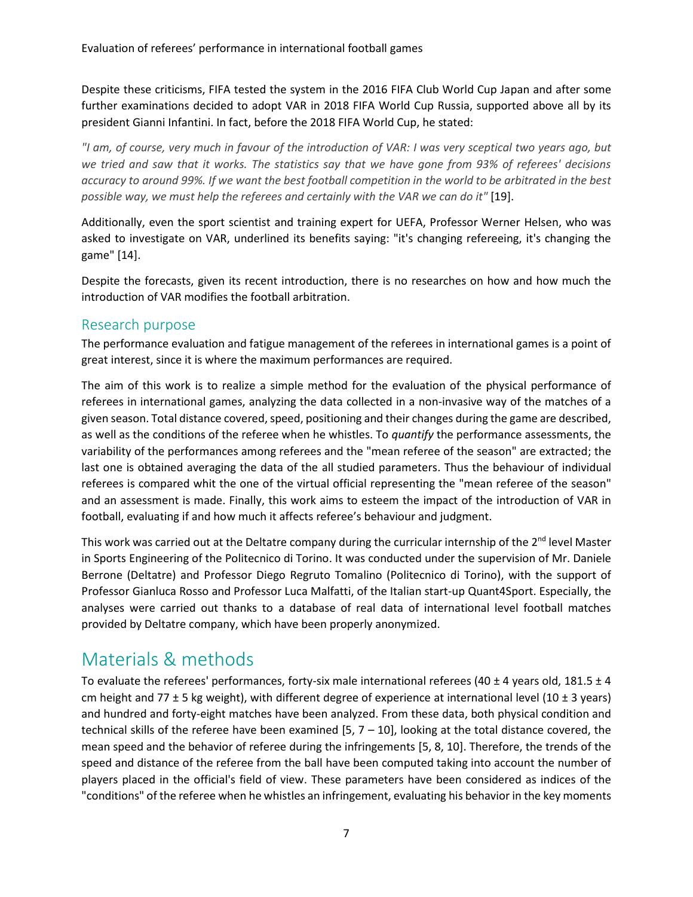Despite these criticisms, FIFA tested the system in the 2016 FIFA Club World Cup Japan and after some further examinations decided to adopt VAR in 2018 FIFA World Cup Russia, supported above all by its president Gianni Infantini. In fact, before the 2018 FIFA World Cup, he stated:

*"I am, of course, very much in favour of the introduction of VAR: I was very sceptical two years ago, but we tried and saw that it works. The statistics say that we have gone from 93% of referees' decisions accuracy to around 99%. If we want the best football competition in the world to be arbitrated in the best possible way, we must help the referees and certainly with the VAR we can do it"* [19].

Additionally, even the sport scientist and training expert for UEFA, Professor Werner Helsen, who was asked to investigate on VAR, underlined its benefits saying: "it's changing refereeing, it's changing the game" [14].

Despite the forecasts, given its recent introduction, there is no researches on how and how much the introduction of VAR modifies the football arbitration.

## Research purpose

The performance evaluation and fatigue management of the referees in international games is a point of great interest, since it is where the maximum performances are required.

The aim of this work is to realize a simple method for the evaluation of the physical performance of referees in international games, analyzing the data collected in a non-invasive way of the matches of a given season. Total distance covered, speed, positioning and their changes during the game are described, as well as the conditions of the referee when he whistles. To *quantify* the performance assessments, the variability of the performances among referees and the "mean referee of the season" are extracted; the last one is obtained averaging the data of the all studied parameters. Thus the behaviour of individual referees is compared whit the one of the virtual official representing the "mean referee of the season" and an assessment is made. Finally, this work aims to esteem the impact of the introduction of VAR in football, evaluating if and how much it affects referee's behaviour and judgment.

This work was carried out at the Deltatre company during the curricular internship of the 2nd level Master in Sports Engineering of the Politecnico di Torino. It was conducted under the supervision of Mr. Daniele Berrone (Deltatre) and Professor Diego Regruto Tomalino (Politecnico di Torino), with the support of Professor Gianluca Rosso and Professor Luca Malfatti, of the Italian start-up Quant4Sport. Especially, the analyses were carried out thanks to a database of real data of international level football matches provided by Deltatre company, which have been properly anonymized.

# Materials & methods

To evaluate the referees' performances, forty-six male international referees (40 ± 4 years old, 181.5 ± 4 cm height and 77 ± 5 kg weight), with different degree of experience at international level (10 ± 3 years) and hundred and forty-eight matches have been analyzed. From these data, both physical condition and technical skills of the referee have been examined [5, 7 – 10], looking at the total distance covered, the mean speed and the behavior of referee during the infringements [5, 8, 10]. Therefore, the trends of the speed and distance of the referee from the ball have been computed taking into account the number of players placed in the official's field of view. These parameters have been considered as indices of the "conditions" of the referee when he whistles an infringement, evaluating his behavior in the key moments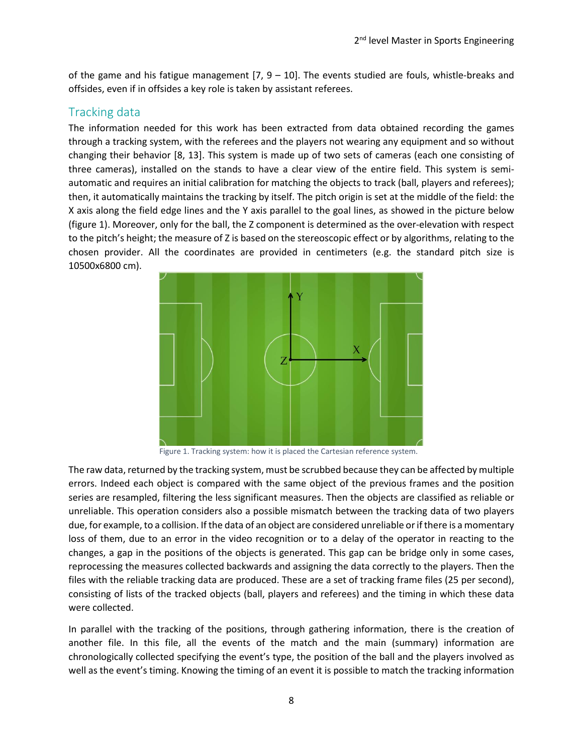of the game and his fatigue management [7, 9 – 10]. The events studied are fouls, whistle-breaks and offsides, even if in offsides a key role is taken by assistant referees.

## Tracking data

The information needed for this work has been extracted from data obtained recording the games through a tracking system, with the referees and the players not wearing any equipment and so without changing their behavior [8, 13]. This system is made up of two sets of cameras (each one consisting of three cameras), installed on the stands to have a clear view of the entire field. This system is semi-automatic and requires an initial calibration for matching the objects to track (ball, players and referees); then, it automatically maintains the tracking by itself. The pitch origin is set at the middle of the field: the X axis along the field edge lines and the Y axis parallel to the goal lines, as showed in the picture below (figure 1). Moreover, only for the ball, the Z component is determined as the over-elevation with respect to the pitch's height; the measure of Z is based on the stereoscopic effect or by algorithms, relating to the chosen provider. All the coordinates are provided in centimeters (e.g. the standard pitch size is 10500x6800 cm).

Figure 1. Tracking system: how it is placed the Cartesian reference system.

The raw data, returned by the tracking system, must be scrubbed because they can be affected by multiple errors. Indeed each object is compared with the same object of the previous frames and the position series are resampled, filtering the less significant measures. Then the objects are classified as reliable or unreliable. This operation considers also a possible mismatch between the tracking data of two players due, for example, to a collision. If the data of an object are considered unreliable or if there is a momentary loss of them, due to an error in the video recognition or to a delay of the operator in reacting to the changes, a gap in the positions of the objects is generated. This gap can be bridge only in some cases, reprocessing the measures collected backwards and assigning the data correctly to the players. Then the files with the reliable tracking data are produced. These are a set of tracking frame files (25 per second), consisting of lists of the tracked objects (ball, players and referees) and the timing in which these data were collected.

In parallel with the tracking of the positions, through gathering information, there is the creation of another file. In this file, all the events of the match and the main (summary) information are chronologically collected specifying the event's type, the position of the ball and the players involved as well as the event's timing. Knowing the timing of an event it is possible to match the tracking information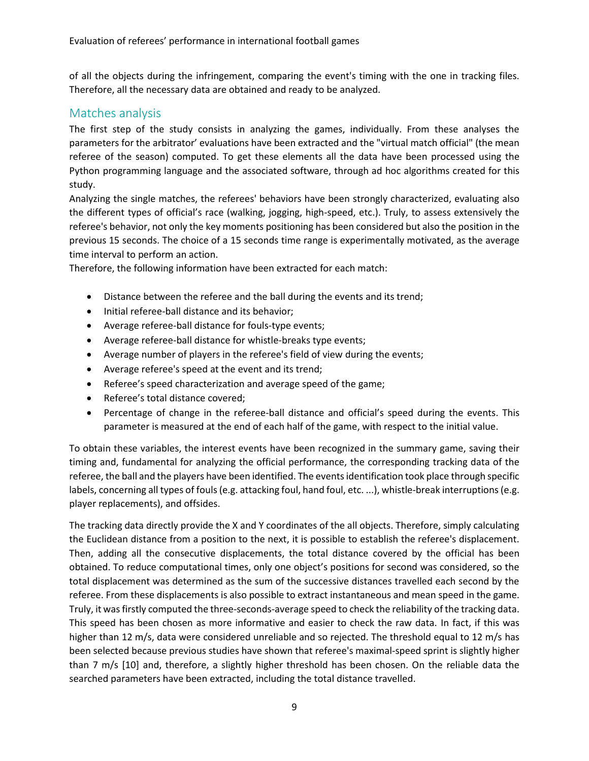of all the objects during the infringement, comparing the event's timing with the one in tracking files. Therefore, all the necessary data are obtained and ready to be analyzed.

## Matches analysis

The first step of the study consists in analyzing the games, individually. From these analyses the parameters for the arbitrator' evaluations have been extracted and the "virtual match official" (the mean referee of the season) computed. To get these elements all the data have been processed using the Python programming language and the associated software, through ad hoc algorithms created for this study.

Analyzing the single matches, the referees' behaviors have been strongly characterized, evaluating also the different types of official's race (walking, jogging, high-speed, etc.). Truly, to assess extensively the referee's behavior, not only the key moments positioning has been considered but also the position in the previous 15 seconds. The choice of a 15 seconds time range is experimentally motivated, as the average time interval to perform an action.

Therefore, the following information have been extracted for each match:

- Distance between the referee and the ball during the events and its trend;
- Initial referee-ball distance and its behavior;
- Average referee-ball distance for fouls-type events;
- Average referee-ball distance for whistle-breaks type events;
- Average number of players in the referee's field of view during the events;
- Average referee's speed at the event and its trend;
- Referee's speed characterization and average speed of the game;
- Referee's total distance covered;
- Percentage of change in the referee-ball distance and official's speed during the events. This parameter is measured at the end of each half of the game, with respect to the initial value.

To obtain these variables, the interest events have been recognized in the summary game, saving their timing and, fundamental for analyzing the official performance, the corresponding tracking data of the referee, the ball and the players have been identified. The events identification took place through specific labels, concerning all types of fouls (e.g. attacking foul, hand foul, etc. ...), whistle-break interruptions (e.g. player replacements), and offsides.

The tracking data directly provide the X and Y coordinates of the all objects. Therefore, simply calculating the Euclidean distance from a position to the next, it is possible to establish the referee's displacement. Then, adding all the consecutive displacements, the total distance covered by the official has been obtained. To reduce computational times, only one object's positions for second was considered, so the total displacement was determined as the sum of the successive distances travelled each second by the referee. From these displacements is also possible to extract instantaneous and mean speed in the game. Truly, it was firstly computed the three-seconds-average speed to check the reliability of the tracking data. This speed has been chosen as more informative and easier to check the raw data. In fact, if this was higher than 12 m/s, data were considered unreliable and so rejected. The threshold equal to 12 m/s has been selected because previous studies have shown that referee's maximal-speed sprint is slightly higher than 7 m/s [10] and, therefore, a slightly higher threshold has been chosen. On the reliable data the searched parameters have been extracted, including the total distance travelled.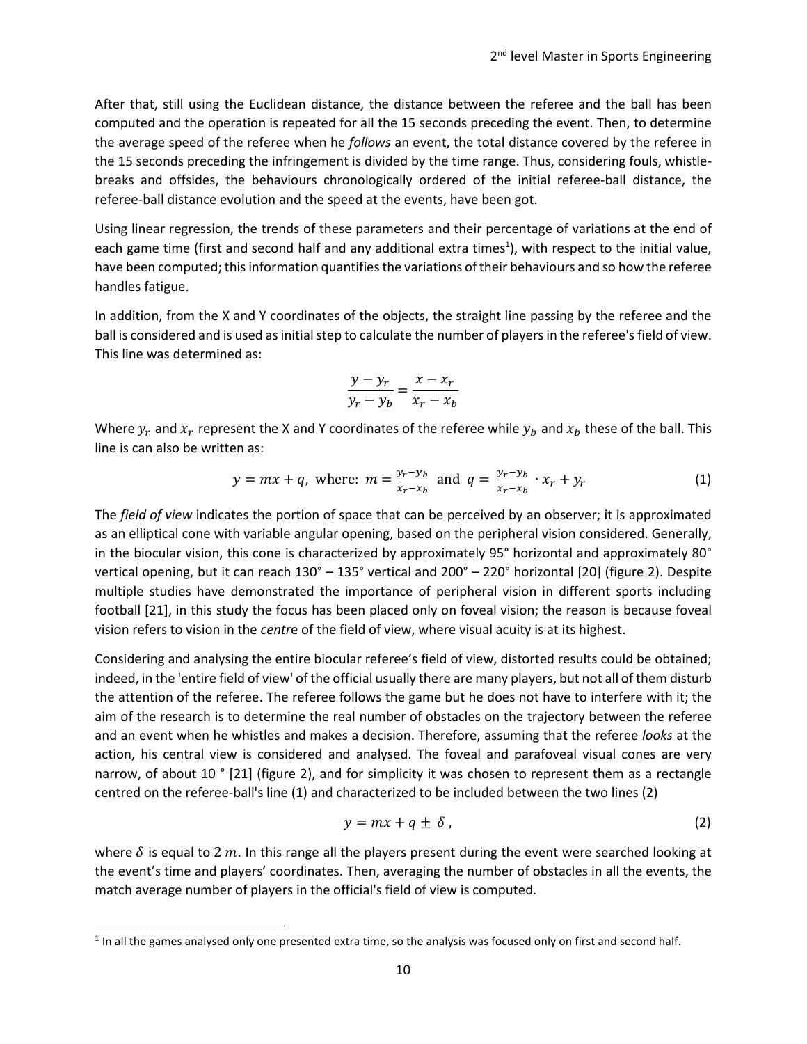After that, still using the Euclidean distance, the distance between the referee and the ball has been computed and the operation is repeated for all the 15 seconds preceding the event. Then, to determine the average speed of the referee when he *follows* an event, the total distance covered by the referee in the 15 seconds preceding the infringement is divided by the time range. Thus, considering fouls, whistle-breaks and offsides, the behaviours chronologically ordered of the initial referee-ball distance, the referee-ball distance evolution and the speed at the events, have been got.

Using linear regression, the trends of these parameters and their percentage of variations at the end of each game time (first and second half and any additional extra times[1]), with respect to the initial value, have been computed; this information quantifies the variations of their behaviours and so how the referee handles fatigue.

In addition, from the X and Y coordinates of the objects, the straight line passing by the referee and the ball is considered and is used as initial step to calculate the number of players in the referee's field of view. This line was determined as:

$$\frac{y - y_r}{y_r - y_b} = \frac{x - x_r}{x_r - x_b}$$

Where $y_r$ and $x_r$ represent the X and Y coordinates of the referee while $y_b$ and $x_b$ these of the ball. This line is can also be written as:

$$y = mx + q, \text{ where: } m = \frac{y_r - y_b}{x_r - x_b} \text{ and } q = \frac{y_r - y_b}{x_r - x_b} \cdot x_r + y_r \tag{1}$$

The *field of view* indicates the portion of space that can be perceived by an observer; it is approximated as an elliptical cone with variable angular opening, based on the peripheral vision considered. Generally, in the biocular vision, this cone is characterized by approximately 95° horizontal and approximately 80° vertical opening, but it can reach 130° – 135° vertical and 200° – 220° horizontal [20] (figure 2). Despite multiple studies have demonstrated the importance of peripheral vision in different sports including football [21], in this study the focus has been placed only on foveal vision; the reason is because foveal vision refers to vision in the *centr*e of the field of view, where visual acuity is at its highest.

Considering and analysing the entire biocular referee's field of view, distorted results could be obtained; indeed, in the 'entire field of view' of the official usually there are many players, but not all of them disturb the attention of the referee. The referee follows the game but he does not have to interfere with it; the aim of the research is to determine the real number of obstacles on the trajectory between the referee and an event when he whistles and makes a decision. Therefore, assuming that the referee *looks* at the action, his central view is considered and analysed. The foveal and parafoveal visual cones are very narrow, of about 10 ° [21] (figure 2), and for simplicity it was chosen to represent them as a rectangle centred on the referee-ball's line (1) and characterized to be included between the two lines (2)

$$y = mx + q \pm \delta\,, \tag{2}$$

where $\delta$ is equal to $2\ m$. In this range all the players present during the event were searched looking at the event's time and players' coordinates. Then, averaging the number of obstacles in all the events, the match average number of players in the official's field of view is computed.

[1] In all the games analysed only one presented extra time, so the analysis was focused only on first and second half.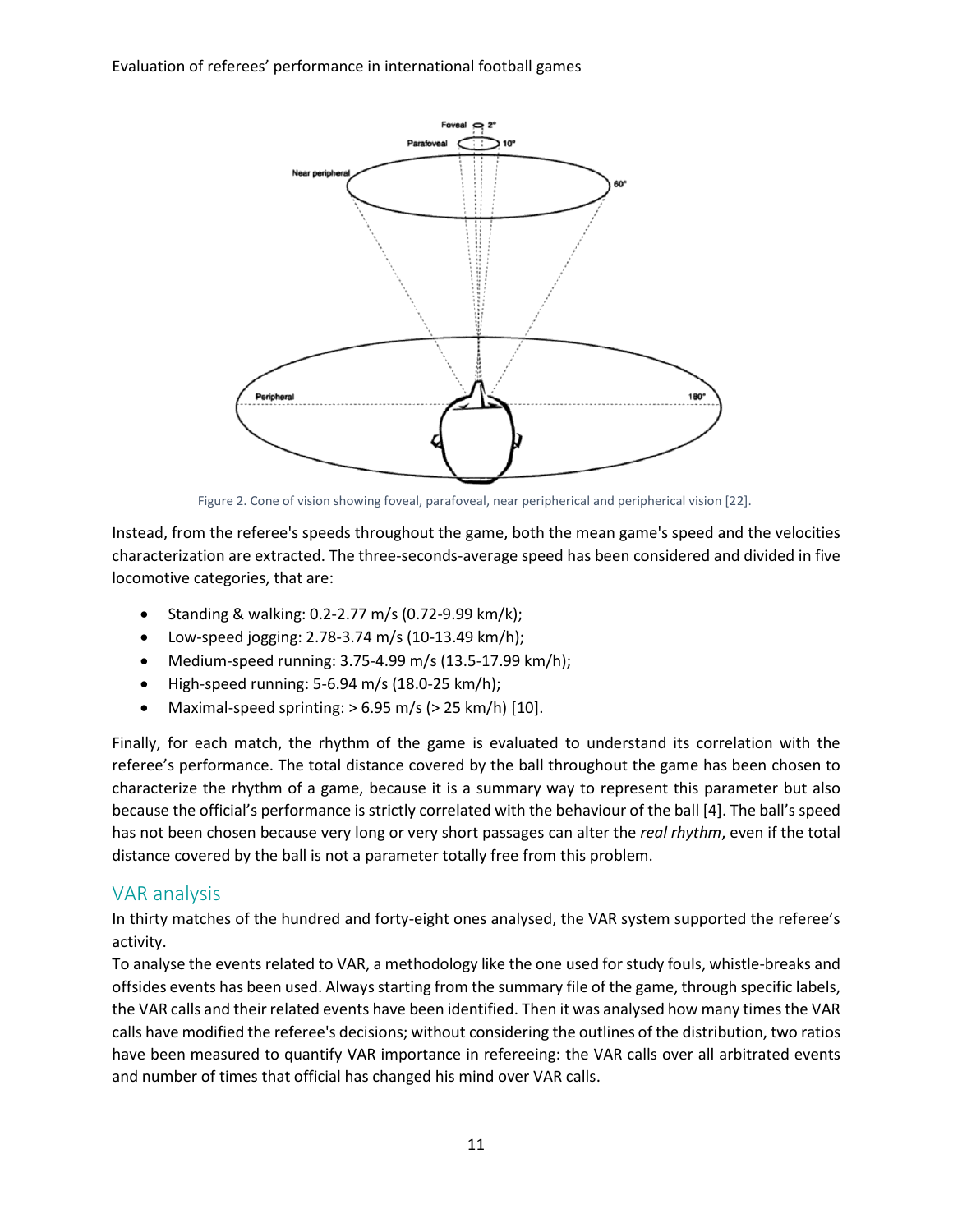Figure 2. Cone of vision showing foveal, parafoveal, near peripherical and peripherical vision [22].

Instead, from the referee's speeds throughout the game, both the mean game's speed and the velocities characterization are extracted. The three-seconds-average speed has been considered and divided in five locomotive categories, that are:

- Standing & walking: 0.2-2.77 m/s (0.72-9.99 km/k);
- Low-speed jogging: 2.78-3.74 m/s (10-13.49 km/h);
- Medium-speed running: 3.75-4.99 m/s (13.5-17.99 km/h);
- High-speed running: 5-6.94 m/s (18.0-25 km/h);
- Maximal-speed sprinting: > 6.95 m/s (> 25 km/h) [10].

Finally, for each match, the rhythm of the game is evaluated to understand its correlation with the referee's performance. The total distance covered by the ball throughout the game has been chosen to characterize the rhythm of a game, because it is a summary way to represent this parameter but also because the official's performance is strictly correlated with the behaviour of the ball [4]. The ball's speed has not been chosen because very long or very short passages can alter the *real rhythm*, even if the total distance covered by the ball is not a parameter totally free from this problem.

## VAR analysis

In thirty matches of the hundred and forty-eight ones analysed, the VAR system supported the referee's activity.

To analyse the events related to VAR, a methodology like the one used for study fouls, whistle-breaks and offsides events has been used. Always starting from the summary file of the game, through specific labels, the VAR calls and their related events have been identified. Then it was analysed how many times the VAR calls have modified the referee's decisions; without considering the outlines of the distribution, two ratios have been measured to quantify VAR importance in refereeing: the VAR calls over all arbitrated events and number of times that official has changed his mind over VAR calls.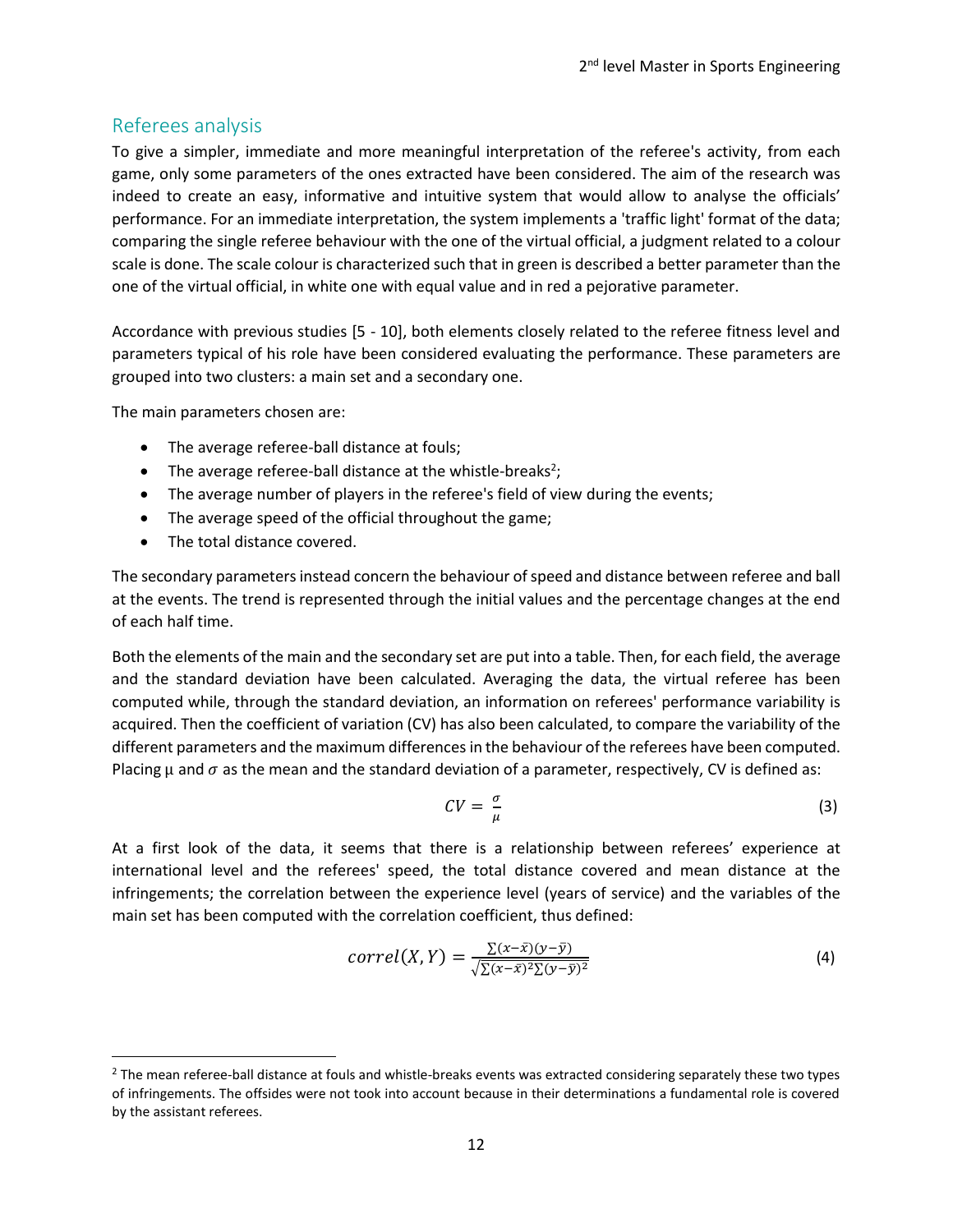## Referees analysis

To give a simpler, immediate and more meaningful interpretation of the referee's activity, from each game, only some parameters of the ones extracted have been considered. The aim of the research was indeed to create an easy, informative and intuitive system that would allow to analyse the officials' performance. For an immediate interpretation, the system implements a 'traffic light' format of the data; comparing the single referee behaviour with the one of the virtual official, a judgment related to a colour scale is done. The scale colour is characterized such that in green is described a better parameter than the one of the virtual official, in white one with equal value and in red a pejorative parameter.

Accordance with previous studies [5 - 10], both elements closely related to the referee fitness level and parameters typical of his role have been considered evaluating the performance. These parameters are grouped into two clusters: a main set and a secondary one.

The main parameters chosen are:

- The average referee-ball distance at fouls;
- The average referee-ball distance at the whistle-breaks[2];
- The average number of players in the referee's field of view during the events;
- The average speed of the official throughout the game;
- The total distance covered.

The secondary parameters instead concern the behaviour of speed and distance between referee and ball at the events. The trend is represented through the initial values and the percentage changes at the end of each half time.

Both the elements of the main and the secondary set are put into a table. Then, for each field, the average and the standard deviation have been calculated. Averaging the data, the virtual referee has been computed while, through the standard deviation, an information on referees' performance variability is acquired. Then the coefficient of variation (CV) has also been calculated, to compare the variability of the different parameters and the maximum differences in the behaviour of the referees have been computed. Placing $\mu$ and $\sigma$ as the mean and the standard deviation of a parameter, respectively, CV is defined as:

$$CV = \frac{\sigma}{\mu} \tag{3}$$

At a first look of the data, it seems that there is a relationship between referees' experience at international level and the referees' speed, the total distance covered and mean distance at the infringements; the correlation between the experience level (years of service) and the variables of the main set has been computed with the correlation coefficient, thus defined:

$$correl(X, Y) = \frac{\sum(x-\bar{x})(y-\bar{y})}{\sqrt{\sum(x-\bar{x})^2 \sum(y-\bar{y})^2}} \tag{4}$$

---

[2] The mean referee-ball distance at fouls and whistle-breaks events was extracted considering separately these two types of infringements. The offsides were not took into account because in their determinations a fundamental role is covered by the assistant referees.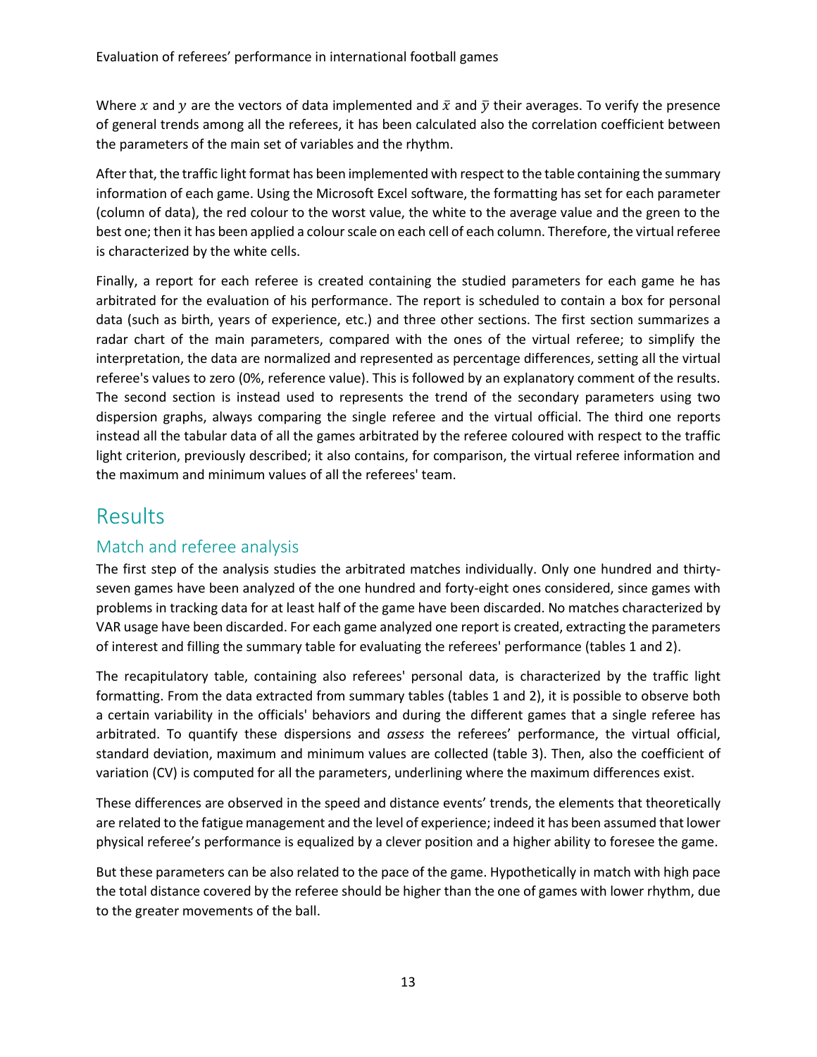Where $x$ and $y$ are the vectors of data implemented and $\bar{x}$ and $\bar{y}$ their averages. To verify the presence of general trends among all the referees, it has been calculated also the correlation coefficient between the parameters of the main set of variables and the rhythm.

After that, the traffic light format has been implemented with respect to the table containing the summary information of each game. Using the Microsoft Excel software, the formatting has set for each parameter (column of data), the red colour to the worst value, the white to the average value and the green to the best one; then it has been applied a colour scale on each cell of each column. Therefore, the virtual referee is characterized by the white cells.

Finally, a report for each referee is created containing the studied parameters for each game he has arbitrated for the evaluation of his performance. The report is scheduled to contain a box for personal data (such as birth, years of experience, etc.) and three other sections. The first section summarizes a radar chart of the main parameters, compared with the ones of the virtual referee; to simplify the interpretation, the data are normalized and represented as percentage differences, setting all the virtual referee's values to zero (0%, reference value). This is followed by an explanatory comment of the results. The second section is instead used to represents the trend of the secondary parameters using two dispersion graphs, always comparing the single referee and the virtual official. The third one reports instead all the tabular data of all the games arbitrated by the referee coloured with respect to the traffic light criterion, previously described; it also contains, for comparison, the virtual referee information and the maximum and minimum values of all the referees' team.

# Results

## Match and referee analysis

The first step of the analysis studies the arbitrated matches individually. Only one hundred and thirty-seven games have been analyzed of the one hundred and forty-eight ones considered, since games with problems in tracking data for at least half of the game have been discarded. No matches characterized by VAR usage have been discarded. For each game analyzed one report is created, extracting the parameters of interest and filling the summary table for evaluating the referees' performance (tables 1 and 2).

The recapitulatory table, containing also referees' personal data, is characterized by the traffic light formatting. From the data extracted from summary tables (tables 1 and 2), it is possible to observe both a certain variability in the officials' behaviors and during the different games that a single referee has arbitrated. To quantify these dispersions and *assess* the referees' performance, the virtual official, standard deviation, maximum and minimum values are collected (table 3). Then, also the coefficient of variation (CV) is computed for all the parameters, underlining where the maximum differences exist.

These differences are observed in the speed and distance events' trends, the elements that theoretically are related to the fatigue management and the level of experience; indeed it has been assumed that lower physical referee's performance is equalized by a clever position and a higher ability to foresee the game.

But these parameters can be also related to the pace of the game. Hypothetically in match with high pace the total distance covered by the referee should be higher than the one of games with lower rhythm, due to the greater movements of the ball.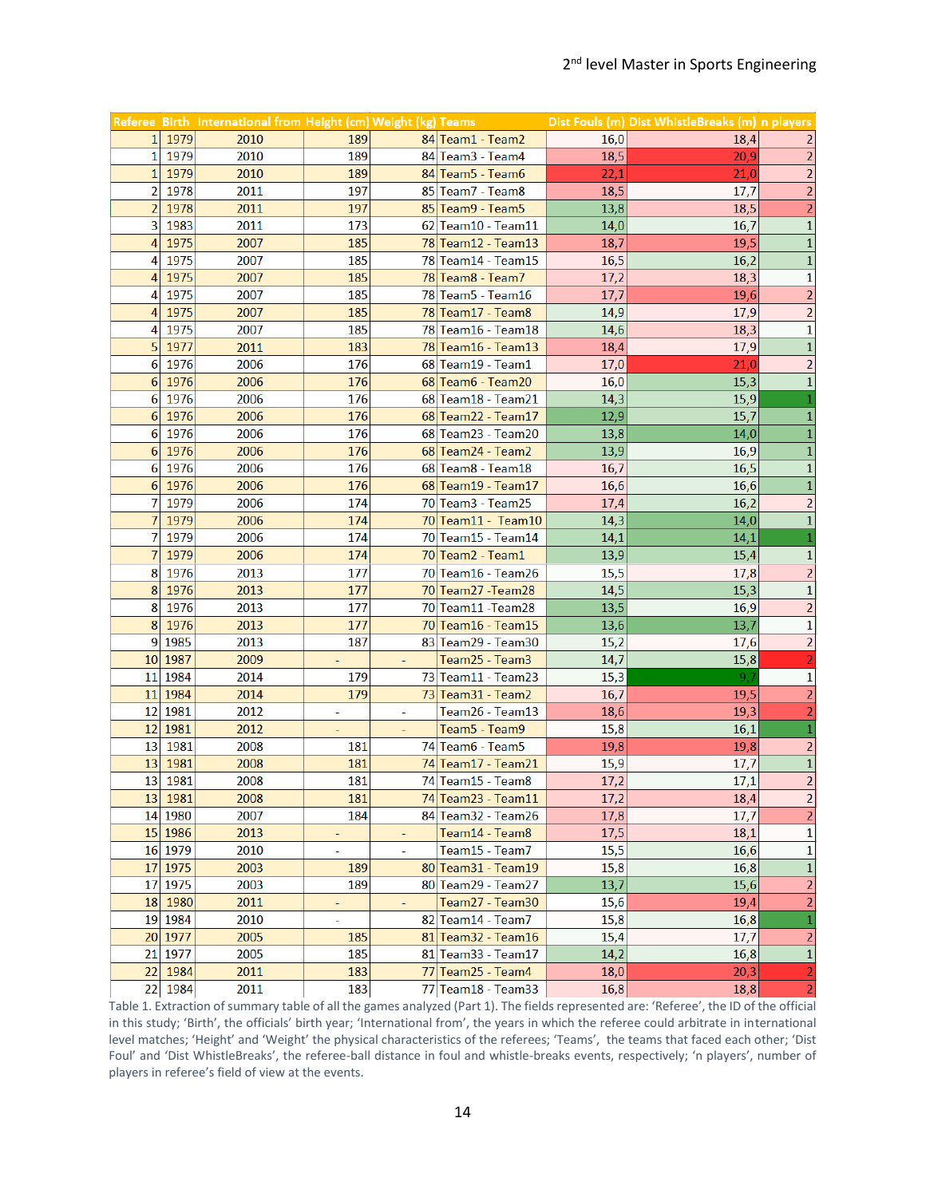| Referee | Birth | International from | Height (cm) | Weight (kg) | Teams | Dist Fouls (m) | Dist WhistleBreaks (m) | n players |
|---|---|---|---|---|---|---|---|---|
| 1 | 1979 | 2010 | 189 | 84 | Team1 - Team2 | 16,0 | 18,4 | 2 |
| 1 | 1979 | 2010 | 189 | 84 | Team3 - Team4 | 18,5 | 20,9 | 2 |
| 1 | 1979 | 2010 | 189 | 84 | Team5 - Team6 | 22,1 | 21,0 | 2 |
| 2 | 1978 | 2011 | 197 | 85 | Team7 - Team8 | 18,5 | 17,7 | 2 |
| 2 | 1978 | 2011 | 197 | 85 | Team9 - Team5 | 13,8 | 18,5 | 2 |
| 3 | 1983 | 2011 | 173 | 62 | Team10 - Team11 | 14,0 | 16,7 | 1 |
| 4 | 1975 | 2007 | 185 | 78 | Team12 - Team13 | 18,7 | 19,5 | 1 |
| 4 | 1975 | 2007 | 185 | 78 | Team14 - Team15 | 16,5 | 16,2 | 1 |
| 4 | 1975 | 2007 | 185 | 78 | Team8 - Team7 | 17,2 | 18,3 | 1 |
| 4 | 1975 | 2007 | 185 | 78 | Team5 - Team16 | 17,7 | 19,6 | 2 |
| 4 | 1975 | 2007 | 185 | 78 | Team17 - Team8 | 14,9 | 17,9 | 2 |
| 4 | 1975 | 2007 | 185 | 78 | Team16 - Team18 | 14,6 | 18,3 | 1 |
| 5 | 1977 | 2011 | 183 | 78 | Team16 - Team13 | 18,4 | 17,9 | 1 |
| 6 | 1976 | 2006 | 176 | 68 | Team19 - Team1 | 17,0 | 21,0 | 2 |
| 6 | 1976 | 2006 | 176 | 68 | Team6 - Team20 | 16,0 | 15,3 | 1 |
| 6 | 1976 | 2006 | 176 | 68 | Team18 - Team21 | 14,3 | 15,9 | 1 |
| 6 | 1976 | 2006 | 176 | 68 | Team22 - Team17 | 12,9 | 15,7 | 1 |
| 6 | 1976 | 2006 | 176 | 68 | Team23 - Team20 | 13,8 | 14,0 | 1 |
| 6 | 1976 | 2006 | 176 | 68 | Team24 - Team2 | 13,9 | 16,9 | 1 |
| 6 | 1976 | 2006 | 176 | 68 | Team8 - Team18 | 16,7 | 16,5 | 1 |
| 6 | 1976 | 2006 | 176 | 68 | Team19 - Team17 | 16,6 | 16,6 | 1 |
| 7 | 1979 | 2006 | 174 | 70 | Team3 - Team25 | 17,4 | 16,2 | 2 |
| 7 | 1979 | 2006 | 174 | 70 | Team11 - Team10 | 14,3 | 14,0 | 1 |
| 7 | 1979 | 2006 | 174 | 70 | Team15 - Team14 | 14,1 | 14,1 | 1 |
| 7 | 1979 | 2006 | 174 | 70 | Team2 - Team1 | 13,9 | 15,4 | 1 |
| 8 | 1976 | 2013 | 177 | 70 | Team16 - Team26 | 15,5 | 17,8 | 2 |
| 8 | 1976 | 2013 | 177 | 70 | Team27 -Team28 | 14,5 | 15,3 | 1 |
| 8 | 1976 | 2013 | 177 | 70 | Team11 -Team28 | 13,5 | 16,9 | 2 |
| 8 | 1976 | 2013 | 177 | 70 | Team16 - Team15 | 13,6 | 13,7 | 1 |
| 9 | 1985 | 2013 | 187 | 83 | Team29 - Team30 | 15,2 | 17,6 | 2 |
| 10 | 1987 | 2009 | - | - | Team25 - Team3 | 14,7 | 15,8 | 2 |
| 11 | 1984 | 2014 | 179 | 73 | Team11 - Team23 | 15,3 | 9,7 | 1 |
| 11 | 1984 | 2014 | 179 | 73 | Team31 - Team2 | 16,7 | 19,5 | 2 |
| 12 | 1981 | 2012 | - | - | Team26 - Team13 | 18,6 | 19,3 | 2 |
| 12 | 1981 | 2012 | - | - | Team5 - Team9 | 15,8 | 16,1 | 1 |
| 13 | 1981 | 2008 | 181 | 74 | Team6 - Team5 | 19,8 | 19,8 | 2 |
| 13 | 1981 | 2008 | 181 | 74 | Team17 - Team21 | 15,9 | 17,7 | 1 |
| 13 | 1981 | 2008 | 181 | 74 | Team15 - Team8 | 17,2 | 17,1 | 2 |
| 13 | 1981 | 2008 | 181 | 74 | Team23 - Team11 | 17,2 | 18,4 | 2 |
| 14 | 1980 | 2007 | 184 | 84 | Team32 - Team26 | 17,8 | 17,7 | 2 |
| 15 | 1986 | 2013 | - | - | Team14 - Team8 | 17,5 | 18,1 | 1 |
| 16 | 1979 | 2010 | - | - | Team15 - Team7 | 15,5 | 16,6 | 1 |
| 17 | 1975 | 2003 | 189 | 80 | Team31 - Team19 | 15,8 | 16,8 | 1 |
| 17 | 1975 | 2003 | 189 | 80 | Team29 - Team27 | 13,7 | 15,6 | 2 |
| 18 | 1980 | 2011 | - | - | Team27 - Team30 | 15,6 | 19,4 | 2 |
| 19 | 1984 | 2010 | - | 82 | Team14 - Team7 | 15,8 | 16,8 | 1 |
| 20 | 1977 | 2005 | 185 | 81 | Team32 - Team16 | 15,4 | 17,7 | 2 |
| 21 | 1977 | 2005 | 185 | 81 | Team33 - Team17 | 14,2 | 16,8 | 1 |
| 22 | 1984 | 2011 | 183 | 77 | Team25 - Team4 | 18,0 | 20,3 | 2 |
| 22 | 1984 | 2011 | 183 | 77 | Team18 - Team33 | 16,8 | 18,8 | 2 |

Table 1. Extraction of summary table of all the games analyzed (Part 1). The fields represented are: 'Referee', the ID of the official in this study; 'Birth', the officials' birth year; 'International from', the years in which the referee could arbitrate in international level matches; 'Height' and 'Weight' the physical characteristics of the referees; 'Teams', the teams that faced each other; 'Dist Foul' and 'Dist WhistleBreaks', the referee-ball distance in foul and whistle-breaks events, respectively; 'n players', number of players in referee's field of view at the events.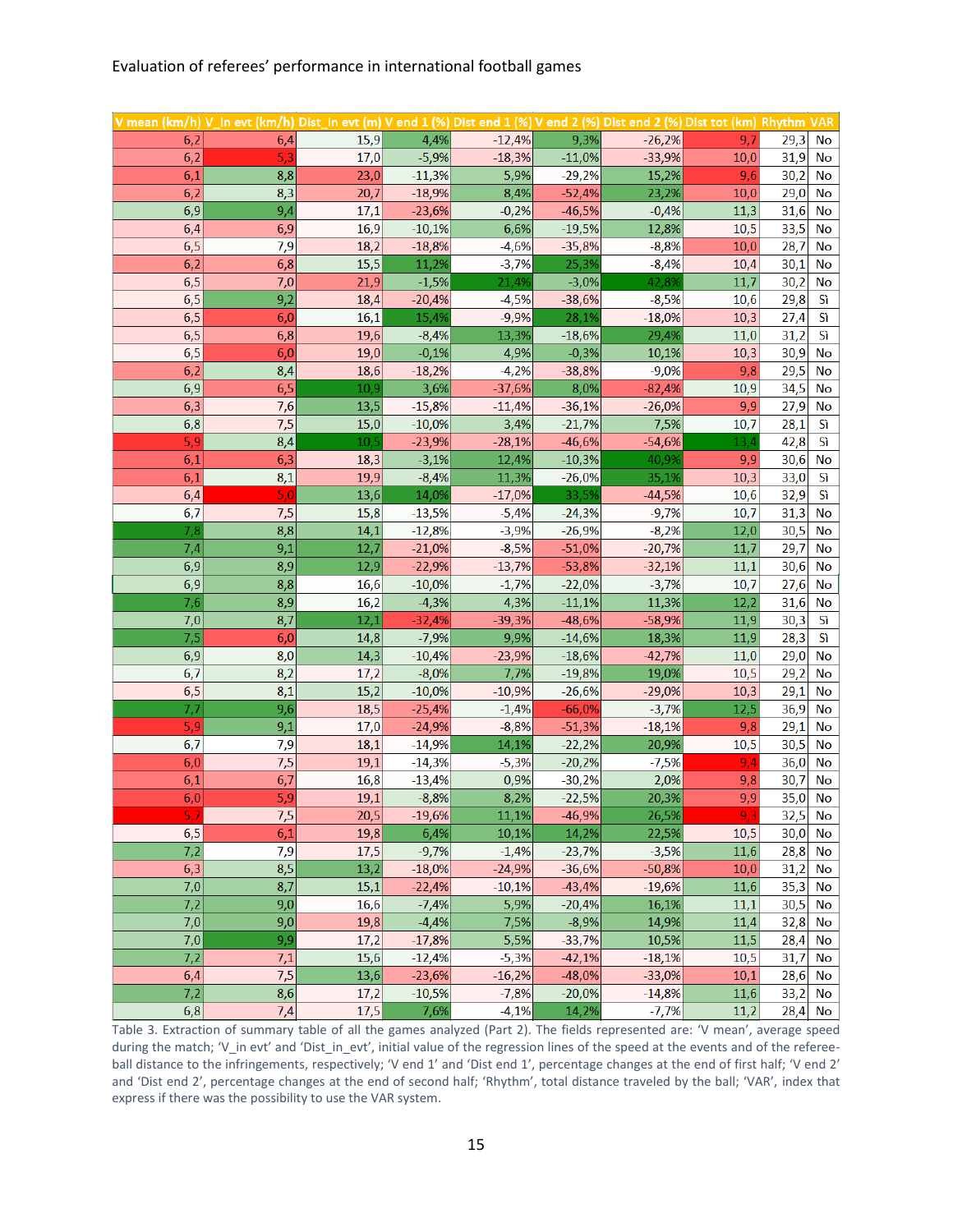| V mean (km/h) | V_in evt (km/h) | Dist_in evt (m) | V end 1 (%) | Dist end 1 (%) | V end 2 (%) | Dist end 2 (%) | Dist tot (km) | Rhythm | VAR |
|---|---|---|---|---|---|---|---|---|---|
| 6,2 | 6,4 | 15,9 | 4,4% | -12,4% | 9,3% | -26,2% | 9,7 | 29,3 | No |
| 6,2 | 5,3 | 17,0 | -5,9% | -18,3% | -11,0% | -33,9% | 10,0 | 31,9 | No |
| 6,1 | 8,8 | 23,0 | -11,3% | 5,9% | -29,2% | 15,2% | 9,6 | 30,2 | No |
| 6,2 | 8,3 | 20,7 | -18,9% | 8,4% | -52,4% | 23,2% | 10,0 | 29,0 | No |
| 6,9 | 9,4 | 17,1 | -23,6% | -0,2% | -46,5% | -0,4% | 11,3 | 31,6 | No |
| 6,4 | 6,9 | 16,9 | -10,1% | 6,6% | -19,5% | 12,8% | 10,5 | 33,5 | No |
| 6,5 | 7,9 | 18,2 | -18,8% | -4,6% | -35,8% | -8,8% | 10,0 | 28,7 | No |
| 6,2 | 6,8 | 15,5 | 11,2% | -3,7% | 25,3% | -8,4% | 10,4 | 30,1 | No |
| 6,5 | 7,0 | 21,9 | -1,5% | 21,4% | -3,0% | 42,8% | 11,7 | 30,2 | No |
| 6,5 | 9,2 | 18,4 | -20,4% | -4,5% | -38,6% | -8,5% | 10,6 | 29,8 | Sì |
| 6,5 | 6,0 | 16,1 | 15,4% | -9,9% | 28,1% | -18,0% | 10,3 | 27,4 | Sì |
| 6,5 | 6,8 | 19,6 | -8,4% | 13,3% | -18,6% | 29,4% | 11,0 | 31,2 | Sì |
| 6,5 | 6,0 | 19,0 | -0,1% | 4,9% | -0,3% | 10,1% | 10,3 | 30,9 | No |
| 6,2 | 8,4 | 18,6 | -18,2% | -4,2% | -38,8% | -9,0% | 9,8 | 29,5 | No |
| 6,9 | 6,5 | 10,9 | 3,6% | -37,6% | 8,0% | -82,4% | 10,9 | 34,5 | No |
| 6,3 | 7,6 | 13,5 | -15,8% | -11,4% | -36,1% | -26,0% | 9,9 | 27,9 | No |
| 6,8 | 7,5 | 15,0 | -10,0% | 3,4% | -21,7% | 7,5% | 10,7 | 28,1 | Sì |
| 5,9 | 8,4 | 10,5 | -23,9% | -28,1% | -46,6% | -54,6% | 13,4 | 42,8 | Sì |
| 6,1 | 6,3 | 18,3 | -3,1% | 12,4% | -10,3% | 40,9% | 9,9 | 30,6 | No |
| 6,1 | 8,1 | 19,9 | -8,4% | 11,3% | -26,0% | 35,1% | 10,3 | 33,0 | Sì |
| 6,4 | 5,0 | 13,6 | 14,0% | -17,0% | 33,5% | -44,5% | 10,6 | 32,9 | Sì |
| 6,7 | 7,5 | 15,8 | -13,5% | -5,4% | -24,3% | -9,7% | 10,7 | 31,3 | No |
| 7,8 | 8,8 | 14,1 | -12,8% | -3,9% | -26,9% | -8,2% | 12,0 | 30,5 | No |
| 7,4 | 9,1 | 12,7 | -21,0% | -8,5% | -51,0% | -20,7% | 11,7 | 29,7 | No |
| 6,9 | 8,9 | 12,9 | -22,9% | -13,7% | -53,8% | -32,1% | 11,1 | 30,6 | No |
| 6,9 | 8,8 | 16,6 | -10,0% | -1,7% | -22,0% | -3,7% | 10,7 | 27,6 | No |
| 7,6 | 8,9 | 16,2 | -4,3% | 4,3% | -11,1% | 11,3% | 12,2 | 31,6 | No |
| 7,0 | 8,7 | 12,1 | -32,4% | -39,3% | -48,6% | -58,9% | 11,9 | 30,3 | Sì |
| 7,5 | 6,0 | 14,8 | -7,9% | 9,9% | -14,6% | 18,3% | 11,9 | 28,3 | Sì |
| 6,9 | 8,0 | 14,3 | -10,4% | -23,9% | -18,6% | -42,7% | 11,0 | 29,0 | No |
| 6,7 | 8,2 | 17,2 | -8,0% | 7,7% | -19,8% | 19,0% | 10,5 | 29,2 | No |
| 6,5 | 8,1 | 15,2 | -10,0% | -10,9% | -26,6% | -29,0% | 10,3 | 29,1 | No |
| 7,7 | 9,6 | 18,5 | -25,4% | -1,4% | -66,0% | -3,7% | 12,5 | 36,9 | No |
| 5,9 | 9,1 | 17,0 | -24,9% | -8,8% | -51,3% | -18,1% | 9,8 | 29,1 | No |
| 6,7 | 7,9 | 18,1 | -14,9% | 14,1% | -22,2% | 20,9% | 10,5 | 30,5 | No |
| 6,0 | 7,5 | 19,1 | -14,3% | -5,3% | -20,2% | -7,5% | 9,4 | 36,0 | No |
| 6,1 | 6,7 | 16,8 | -13,4% | 0,9% | -30,2% | 2,0% | 9,8 | 30,7 | No |
| 6,0 | 5,9 | 19,1 | -8,8% | 8,2% | -22,5% | 20,3% | 9,9 | 35,0 | No |
| 5,7 | 7,5 | 20,5 | -19,6% | 11,1% | -46,9% | 26,5% | 9,3 | 32,5 | No |
| 6,5 | 6,1 | 19,8 | 6,4% | 10,1% | 14,2% | 22,5% | 10,5 | 30,0 | No |
| 7,2 | 7,9 | 17,5 | -9,7% | -1,4% | -23,7% | -3,5% | 11,6 | 28,8 | No |
| 6,3 | 8,5 | 13,2 | -18,0% | -24,9% | -36,6% | -50,8% | 10,0 | 31,2 | No |
| 7,0 | 8,7 | 15,1 | -22,4% | -10,1% | -43,4% | -19,6% | 11,6 | 35,3 | No |
| 7,2 | 9,0 | 16,6 | -7,4% | 5,9% | -20,4% | 16,1% | 11,1 | 30,5 | No |
| 7,0 | 9,0 | 19,8 | -4,4% | 7,5% | -8,9% | 14,9% | 11,4 | 32,8 | No |
| 7,0 | 9,9 | 17,2 | -17,8% | 5,5% | -33,7% | 10,5% | 11,5 | 28,4 | No |
| 7,2 | 7,1 | 15,6 | -12,4% | -5,3% | -42,1% | -18,1% | 10,5 | 31,7 | No |
| 6,4 | 7,5 | 13,6 | -23,6% | -16,2% | -48,0% | -33,0% | 10,1 | 28,6 | No |
| 7,2 | 8,6 | 17,2 | -10,5% | -7,8% | -20,0% | -14,8% | 11,6 | 33,2 | No |
| 6,8 | 7,4 | 17,5 | 7,6% | -4,1% | 14,2% | -7,7% | 11,2 | 28,4 | No |

Table 3. Extraction of summary table of all the games analyzed (Part 2). The fields represented are: 'V mean', average speed during the match; 'V_in evt' and 'Dist_in_evt', initial value of the regression lines of the speed at the events and of the referee-ball distance to the infringements, respectively; 'V end 1' and 'Dist end 1', percentage changes at the end of first half; 'V end 2' and 'Dist end 2', percentage changes at the end of second half; 'Rhythm', total distance traveled by the ball; 'VAR', index that express if there was the possibility to use the VAR system.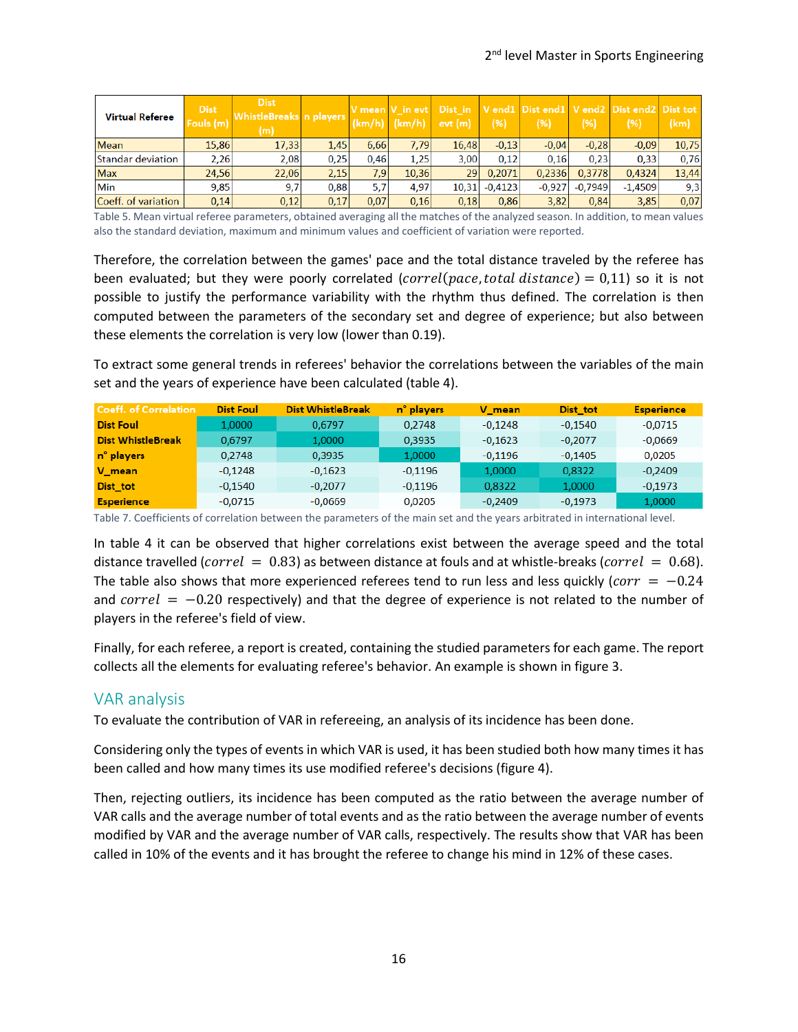| Virtual Referee | Dist Fouls (m) | Dist WhistleBreaks (m) | n players | V mean (km/h) | V_in evt (km/h) | Dist_in evt (m) | V end1 (%) | Dist end1 (%) | V end2 (%) | Dist end2 (%) | Dist tot (km) |
|---|---|---|---|---|---|---|---|---|---|---|---|
| Mean | 15,86 | 17,33 | 1,45 | 6,66 | 7,79 | 16,48 | -0,13 | -0,04 | -0,28 | -0,09 | 10,75 |
| Standar deviation | 2,26 | 2,08 | 0,25 | 0,46 | 1,25 | 3,00 | 0,12 | 0,16 | 0,23 | 0,33 | 0,76 |
| Max | 24,56 | 22,06 | 2,15 | 7,9 | 10,36 | 29 | 0,2071 | 0,2336 | 0,3778 | 0,4324 | 13,44 |
| Min | 9,85 | 9,7 | 0,88 | 5,7 | 4,97 | 10,31 | -0,4123 | -0,927 | -0,7949 | -1,4509 | 9,3 |
| Coeff. of variation | 0,14 | 0,12 | 0,17 | 0,07 | 0,16 | 0,18 | 0,86 | 3,82 | 0,84 | 3,85 | 0,07 |

Table 5. Mean virtual referee parameters, obtained averaging all the matches of the analyzed season. In addition, to mean values also the standard deviation, maximum and minimum values and coefficient of variation were reported.

Therefore, the correlation between the games' pace and the total distance traveled by the referee has been evaluated; but they were poorly correlated ($correl(pace, total\ distance) = 0,11$) so it is not possible to justify the performance variability with the rhythm thus defined. The correlation is then computed between the parameters of the secondary set and degree of experience; but also between these elements the correlation is very low (lower than 0.19).

To extract some general trends in referees' behavior the correlations between the variables of the main set and the years of experience have been calculated (table 4).

| Coeff. of Correlation | Dist Foul | Dist WhistleBreak | n° players | V_mean | Dist_tot | Esperience |
|---|---|---|---|---|---|---|
| Dist Foul | 1,0000 | 0,6797 | 0,2748 | -0,1248 | -0,1540 | -0,0715 |
| Dist WhistleBreak | 0,6797 | 1,0000 | 0,3935 | -0,1623 | -0,2077 | -0,0669 |
| n° players | 0,2748 | 0,3935 | 1,0000 | -0,1196 | -0,1405 | 0,0205 |
| V_mean | -0,1248 | -0,1623 | -0,1196 | 1,0000 | 0,8322 | -0,2409 |
| Dist_tot | -0,1540 | -0,2077 | -0,1196 | 0,8322 | 1,0000 | -0,1973 |
| Esperience | -0,0715 | -0,0669 | 0,0205 | -0,2409 | -0,1973 | 1,0000 |

Table 7. Coefficients of correlation between the parameters of the main set and the years arbitrated in international level.

In table 4 it can be observed that higher correlations exist between the average speed and the total distance travelled ($correl = 0.83$) as between distance at fouls and at whistle-breaks ($correl = 0.68$). The table also shows that more experienced referees tend to run less and less quickly ($corr = -0.24$ and $correl = -0.20$ respectively) and that the degree of experience is not related to the number of players in the referee's field of view.

Finally, for each referee, a report is created, containing the studied parameters for each game. The report collects all the elements for evaluating referee's behavior. An example is shown in figure 3.

## VAR analysis

To evaluate the contribution of VAR in refereeing, an analysis of its incidence has been done.

Considering only the types of events in which VAR is used, it has been studied both how many times it has been called and how many times its use modified referee's decisions (figure 4).

Then, rejecting outliers, its incidence has been computed as the ratio between the average number of VAR calls and the average number of total events and as the ratio between the average number of events modified by VAR and the average number of VAR calls, respectively. The results show that VAR has been called in 10% of the events and it has brought the referee to change his mind in 12% of these cases.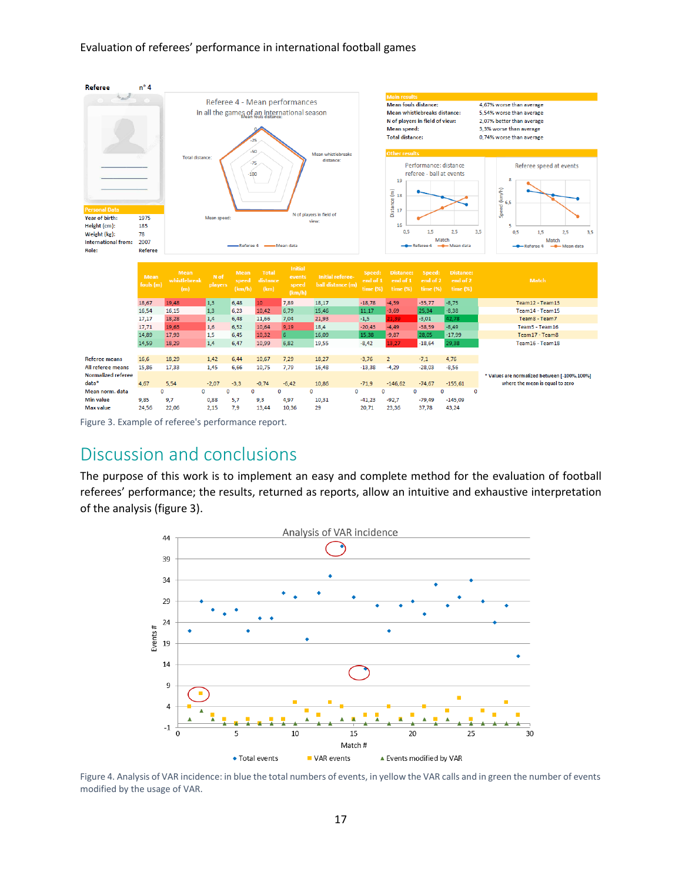Figure 3. Example of referee's performance report.

## Discussion and conclusions

The purpose of this work is to implement an easy and complete method for the evaluation of football referees' performance; the results, returned as reports, allow an intuitive and exhaustive interpretation of the analysis (figure 3).

Figure 4. Analysis of VAR incidence: in blue the total numbers of events, in yellow the VAR calls and in green the number of events modified by the usage of VAR.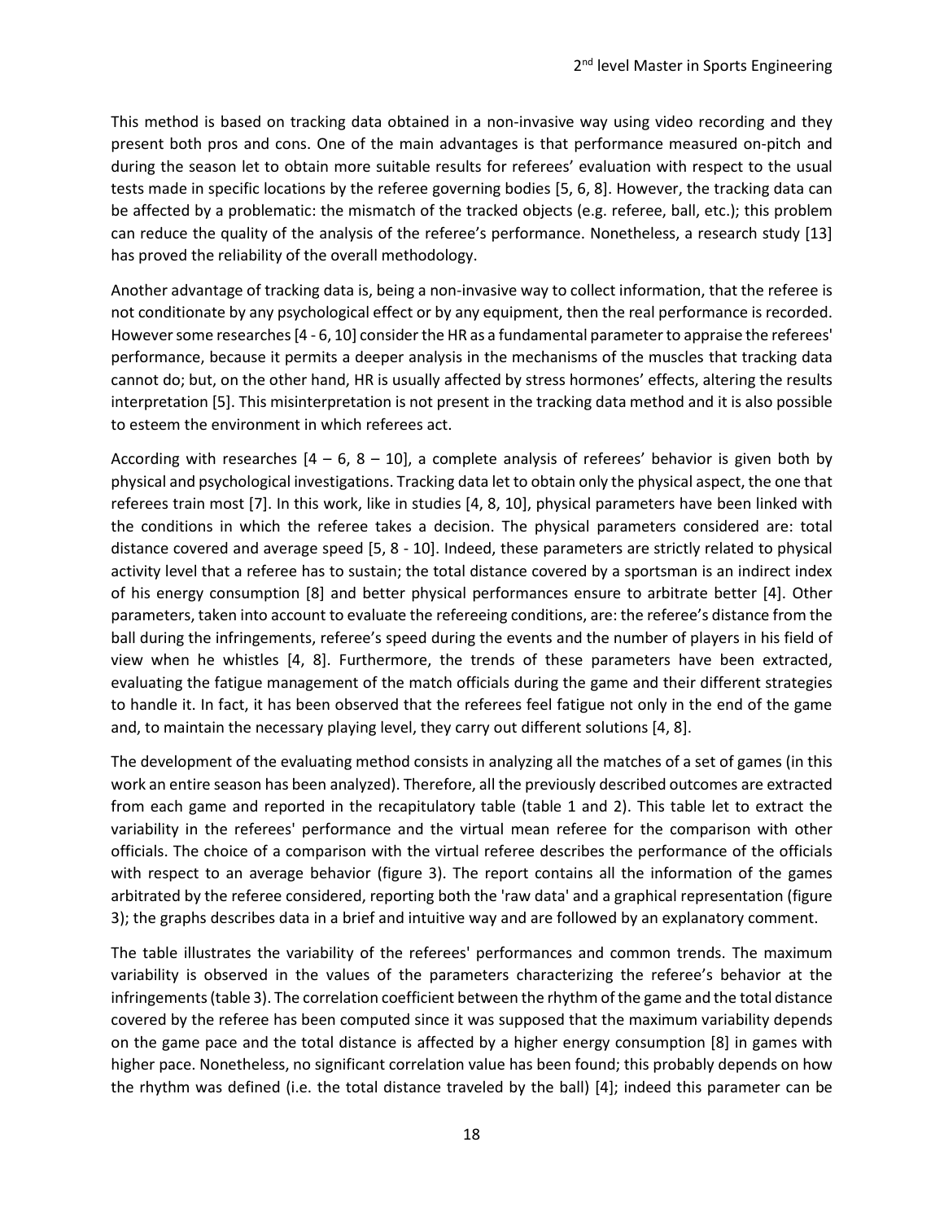This method is based on tracking data obtained in a non-invasive way using video recording and they present both pros and cons. One of the main advantages is that performance measured on-pitch and during the season let to obtain more suitable results for referees' evaluation with respect to the usual tests made in specific locations by the referee governing bodies [5, 6, 8]. However, the tracking data can be affected by a problematic: the mismatch of the tracked objects (e.g. referee, ball, etc.); this problem can reduce the quality of the analysis of the referee's performance. Nonetheless, a research study [13] has proved the reliability of the overall methodology.

Another advantage of tracking data is, being a non-invasive way to collect information, that the referee is not conditionate by any psychological effect or by any equipment, then the real performance is recorded. However some researches [4 - 6, 10] consider the HR as a fundamental parameter to appraise the referees' performance, because it permits a deeper analysis in the mechanisms of the muscles that tracking data cannot do; but, on the other hand, HR is usually affected by stress hormones' effects, altering the results interpretation [5]. This misinterpretation is not present in the tracking data method and it is also possible to esteem the environment in which referees act.

According with researches [4 – 6, 8 – 10], a complete analysis of referees' behavior is given both by physical and psychological investigations. Tracking data let to obtain only the physical aspect, the one that referees train most [7]. In this work, like in studies [4, 8, 10], physical parameters have been linked with the conditions in which the referee takes a decision. The physical parameters considered are: total distance covered and average speed [5, 8 - 10]. Indeed, these parameters are strictly related to physical activity level that a referee has to sustain; the total distance covered by a sportsman is an indirect index of his energy consumption [8] and better physical performances ensure to arbitrate better [4]. Other parameters, taken into account to evaluate the refereeing conditions, are: the referee's distance from the ball during the infringements, referee's speed during the events and the number of players in his field of view when he whistles [4, 8]. Furthermore, the trends of these parameters have been extracted, evaluating the fatigue management of the match officials during the game and their different strategies to handle it. In fact, it has been observed that the referees feel fatigue not only in the end of the game and, to maintain the necessary playing level, they carry out different solutions [4, 8].

The development of the evaluating method consists in analyzing all the matches of a set of games (in this work an entire season has been analyzed). Therefore, all the previously described outcomes are extracted from each game and reported in the recapitulatory table (table 1 and 2). This table let to extract the variability in the referees' performance and the virtual mean referee for the comparison with other officials. The choice of a comparison with the virtual referee describes the performance of the officials with respect to an average behavior (figure 3). The report contains all the information of the games arbitrated by the referee considered, reporting both the 'raw data' and a graphical representation (figure 3); the graphs describes data in a brief and intuitive way and are followed by an explanatory comment.

The table illustrates the variability of the referees' performances and common trends. The maximum variability is observed in the values of the parameters characterizing the referee's behavior at the infringements (table 3). The correlation coefficient between the rhythm of the game and the total distance covered by the referee has been computed since it was supposed that the maximum variability depends on the game pace and the total distance is affected by a higher energy consumption [8] in games with higher pace. Nonetheless, no significant correlation value has been found; this probably depends on how the rhythm was defined (i.e. the total distance traveled by the ball) [4]; indeed this parameter can be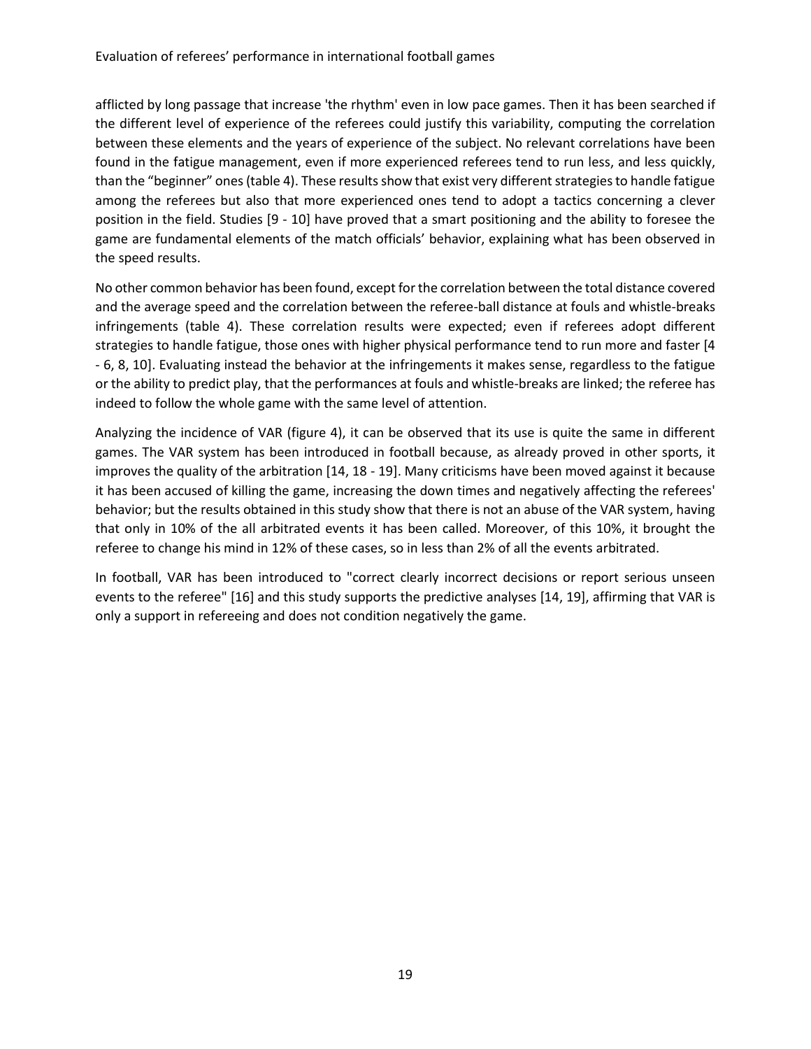afflicted by long passage that increase 'the rhythm' even in low pace games. Then it has been searched if the different level of experience of the referees could justify this variability, computing the correlation between these elements and the years of experience of the subject. No relevant correlations have been found in the fatigue management, even if more experienced referees tend to run less, and less quickly, than the "beginner" ones (table 4). These results show that exist very different strategies to handle fatigue among the referees but also that more experienced ones tend to adopt a tactics concerning a clever position in the field. Studies [9 - 10] have proved that a smart positioning and the ability to foresee the game are fundamental elements of the match officials' behavior, explaining what has been observed in the speed results.

No other common behavior has been found, except for the correlation between the total distance covered and the average speed and the correlation between the referee-ball distance at fouls and whistle-breaks infringements (table 4). These correlation results were expected; even if referees adopt different strategies to handle fatigue, those ones with higher physical performance tend to run more and faster [4 - 6, 8, 10]. Evaluating instead the behavior at the infringements it makes sense, regardless to the fatigue or the ability to predict play, that the performances at fouls and whistle-breaks are linked; the referee has indeed to follow the whole game with the same level of attention.

Analyzing the incidence of VAR (figure 4), it can be observed that its use is quite the same in different games. The VAR system has been introduced in football because, as already proved in other sports, it improves the quality of the arbitration [14, 18 - 19]. Many criticisms have been moved against it because it has been accused of killing the game, increasing the down times and negatively affecting the referees' behavior; but the results obtained in this study show that there is not an abuse of the VAR system, having that only in 10% of the all arbitrated events it has been called. Moreover, of this 10%, it brought the referee to change his mind in 12% of these cases, so in less than 2% of all the events arbitrated.

In football, VAR has been introduced to "correct clearly incorrect decisions or report serious unseen events to the referee" [16] and this study supports the predictive analyses [14, 19], affirming that VAR is only a support in refereeing and does not condition negatively the game.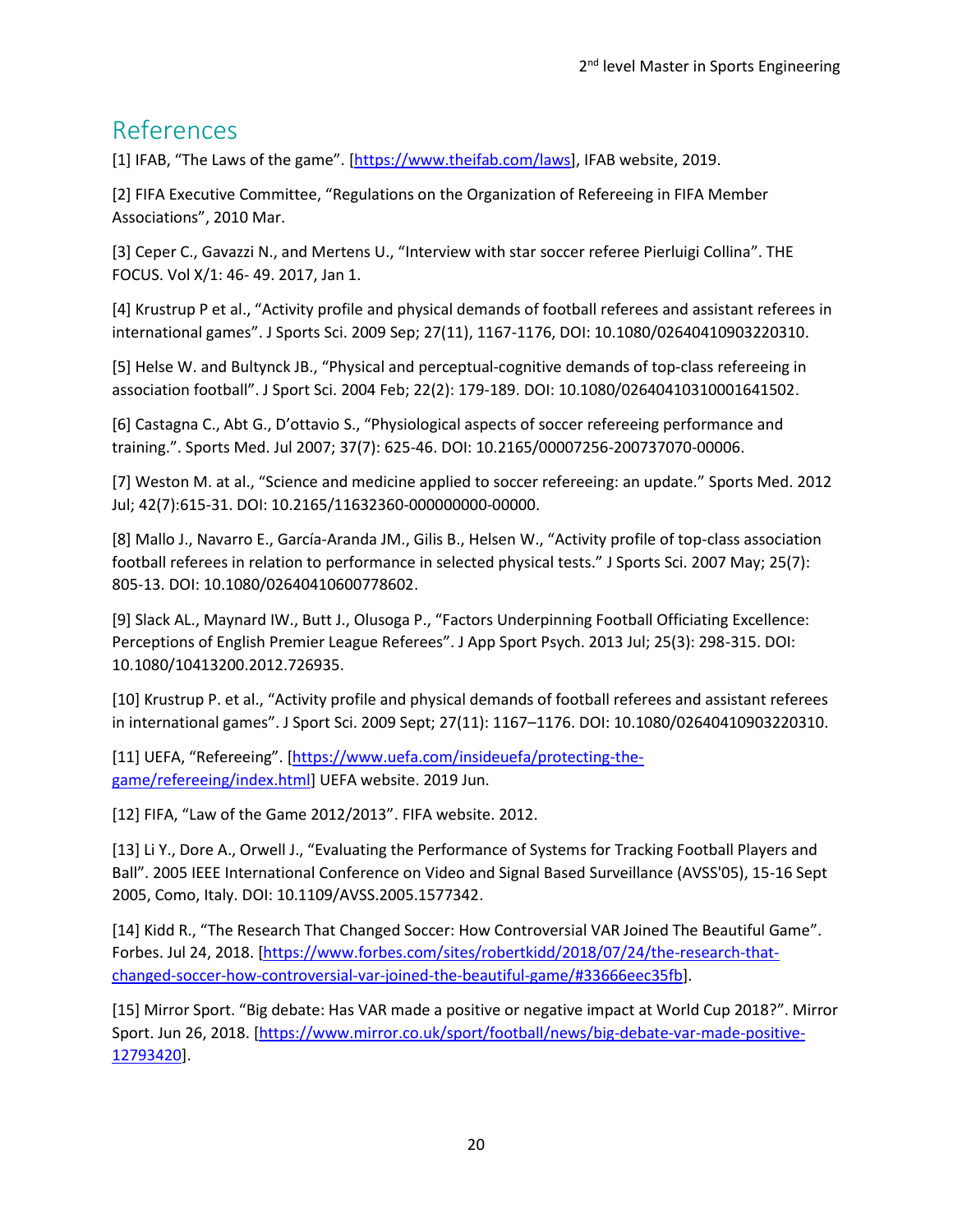## References

[1] IFAB, "The Laws of the game". [https://www.theifab.com/laws], IFAB website, 2019.

[2] FIFA Executive Committee, "Regulations on the Organization of Refereeing in FIFA Member Associations", 2010 Mar.

[3] Ceper C., Gavazzi N., and Mertens U., "Interview with star soccer referee Pierluigi Collina". THE FOCUS. Vol X/1: 46- 49. 2017, Jan 1.

[4] Krustrup P et al., "Activity profile and physical demands of football referees and assistant referees in international games". J Sports Sci. 2009 Sep; 27(11), 1167-1176, DOI: 10.1080/02640410903220310.

[5] Helse W. and Bultynck JB., "Physical and perceptual-cognitive demands of top-class refereeing in association football". J Sport Sci. 2004 Feb; 22(2): 179-189. DOI: 10.1080/02640410310001641502.

[6] Castagna C., Abt G., D'ottavio S., "Physiological aspects of soccer refereeing performance and training.". Sports Med. Jul 2007; 37(7): 625-46. DOI: 10.2165/00007256-200737070-00006.

[7] Weston M. at al., "Science and medicine applied to soccer refereeing: an update." Sports Med. 2012 Jul; 42(7):615-31. DOI: 10.2165/11632360-000000000-00000.

[8] Mallo J., Navarro E., García-Aranda JM., Gilis B., Helsen W., "Activity profile of top-class association football referees in relation to performance in selected physical tests." J Sports Sci. 2007 May; 25(7): 805-13. DOI: 10.1080/02640410600778602.

[9] Slack AL., Maynard IW., Butt J., Olusoga P., "Factors Underpinning Football Officiating Excellence: Perceptions of English Premier League Referees". J App Sport Psych. 2013 Jul; 25(3): 298-315. DOI: 10.1080/10413200.2012.726935.

[10] Krustrup P. et al., "Activity profile and physical demands of football referees and assistant referees in international games". J Sport Sci. 2009 Sept; 27(11): 1167–1176. DOI: 10.1080/02640410903220310.

[11] UEFA, "Refereeing". [https://www.uefa.com/insideuefa/protecting-the-game/refereeing/index.html] UEFA website. 2019 Jun.

[12] FIFA, "Law of the Game 2012/2013". FIFA website. 2012.

[13] Li Y., Dore A., Orwell J., "Evaluating the Performance of Systems for Tracking Football Players and Ball". 2005 IEEE International Conference on Video and Signal Based Surveillance (AVSS'05), 15-16 Sept 2005, Como, Italy. DOI: 10.1109/AVSS.2005.1577342.

[14] Kidd R., "The Research That Changed Soccer: How Controversial VAR Joined The Beautiful Game". Forbes. Jul 24, 2018. [https://www.forbes.com/sites/robertkidd/2018/07/24/the-research-that-changed-soccer-how-controversial-var-joined-the-beautiful-game/#33666eec35fb].

[15] Mirror Sport. "Big debate: Has VAR made a positive or negative impact at World Cup 2018?". Mirror Sport. Jun 26, 2018. [https://www.mirror.co.uk/sport/football/news/big-debate-var-made-positive-12793420].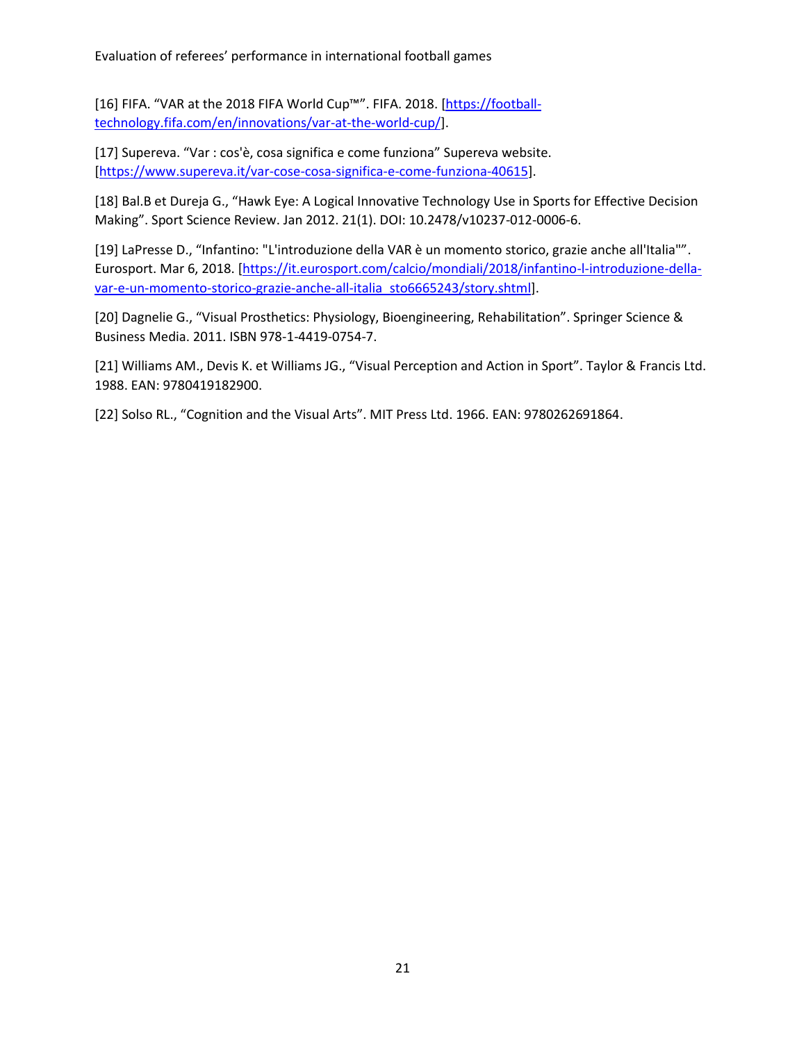[16] FIFA. “VAR at the 2018 FIFA World Cup™”. FIFA. 2018. [https://football-technology.fifa.com/en/innovations/var-at-the-world-cup/].

[17] Supereva. “Var : cos'è, cosa significa e come funziona” Supereva website. [https://www.supereva.it/var-cose-cosa-significa-e-come-funziona-40615].

[18] Bal.B et Dureja G., “Hawk Eye: A Logical Innovative Technology Use in Sports for Effective Decision Making”. Sport Science Review. Jan 2012. 21(1). DOI: 10.2478/v10237-012-0006-6.

[19] LaPresse D., “Infantino: "L'introduzione della VAR è un momento storico, grazie anche all'Italia"”. Eurosport. Mar 6, 2018. [https://it.eurosport.com/calcio/mondiali/2018/infantino-l-introduzione-della-var-e-un-momento-storico-grazie-anche-all-italia_sto6665243/story.shtml].

[20] Dagnelie G., “Visual Prosthetics: Physiology, Bioengineering, Rehabilitation”. Springer Science & Business Media. 2011. ISBN 978-1-4419-0754-7.

[21] Williams AM., Devis K. et Williams JG., “Visual Perception and Action in Sport”. Taylor & Francis Ltd. 1988. EAN: 9780419182900.

[22] Solso RL., “Cognition and the Visual Arts”. MIT Press Ltd. 1966. EAN: 9780262691864.